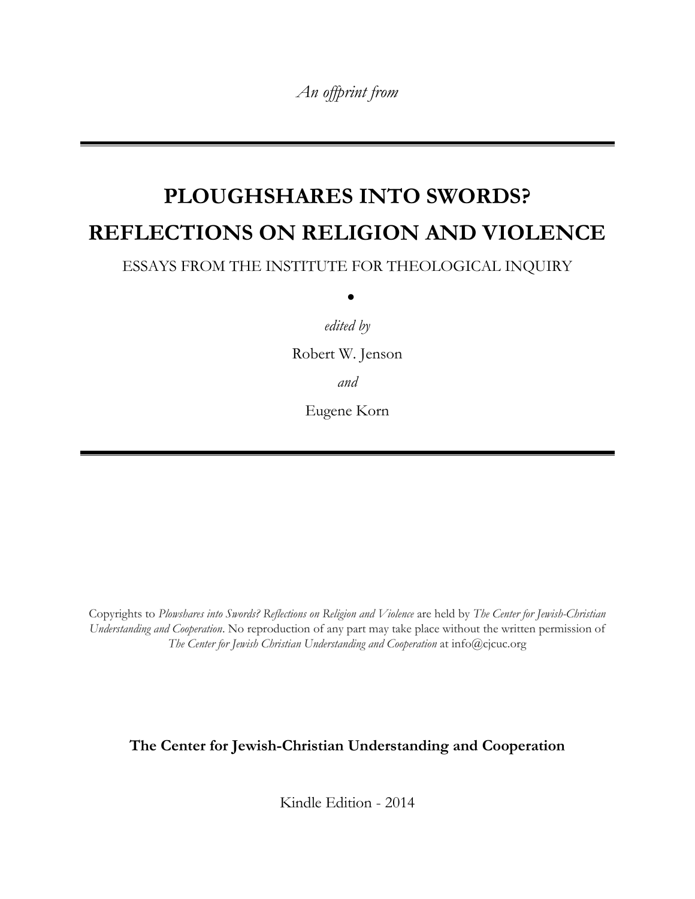*An offprint from*

---

# PLOUGHSHARES INTO SWORDS?
# REFLECTIONS ON RELIGION AND VIOLENCE

ESSAYS FROM THE INSTITUTE FOR THEOLOGICAL INQUIRY

•

*edited by*

Robert W. Jenson

*and*

Eugene Korn

---

Copyrights to *Plowshares into Swords? Reflections on Religion and Violence* are held by *The Center for Jewish-Christian Understanding and Cooperation*. No reproduction of any part may take place without the written permission of *The Center for Jewish Christian Understanding and Cooperation* at info@cjcuc.org

**The Center for Jewish-Christian Understanding and Cooperation**

Kindle Edition - 2014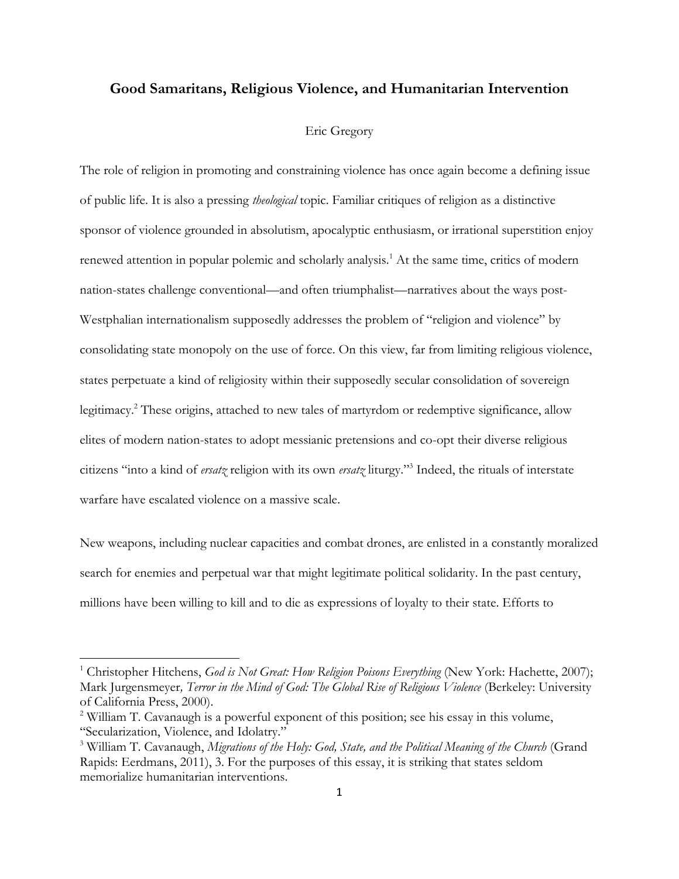# Good Samaritans, Religious Violence, and Humanitarian Intervention

Eric Gregory

The role of religion in promoting and constraining violence has once again become a defining issue of public life. It is also a pressing *theological* topic. Familiar critiques of religion as a distinctive sponsor of violence grounded in absolutism, apocalyptic enthusiasm, or irrational superstition enjoy renewed attention in popular polemic and scholarly analysis.[1] At the same time, critics of modern nation-states challenge conventional—and often triumphalist—narratives about the ways post-Westphalian internationalism supposedly addresses the problem of "religion and violence" by consolidating state monopoly on the use of force. On this view, far from limiting religious violence, states perpetuate a kind of religiosity within their supposedly secular consolidation of sovereign legitimacy.[2] These origins, attached to new tales of martyrdom or redemptive significance, allow elites of modern nation-states to adopt messianic pretensions and co-opt their diverse religious citizens "into a kind of *ersatz* religion with its own *ersatz* liturgy."[3] Indeed, the rituals of interstate warfare have escalated violence on a massive scale.

New weapons, including nuclear capacities and combat drones, are enlisted in a constantly moralized search for enemies and perpetual war that might legitimate political solidarity. In the past century, millions have been willing to kill and to die as expressions of loyalty to their state. Efforts to

---

[1] Christopher Hitchens, *God is Not Great: How Religion Poisons Everything* (New York: Hachette, 2007); Mark Jurgensmeyer*, Terror in the Mind of God: The Global Rise of Religious Violence* (Berkeley: University of California Press, 2000).

[2] William T. Cavanaugh is a powerful exponent of this position; see his essay in this volume, "Secularization, Violence, and Idolatry."

[3] William T. Cavanaugh, *Migrations of the Holy: God, State, and the Political Meaning of the Church* (Grand Rapids: Eerdmans, 2011), 3. For the purposes of this essay, it is striking that states seldom memorialize humanitarian interventions.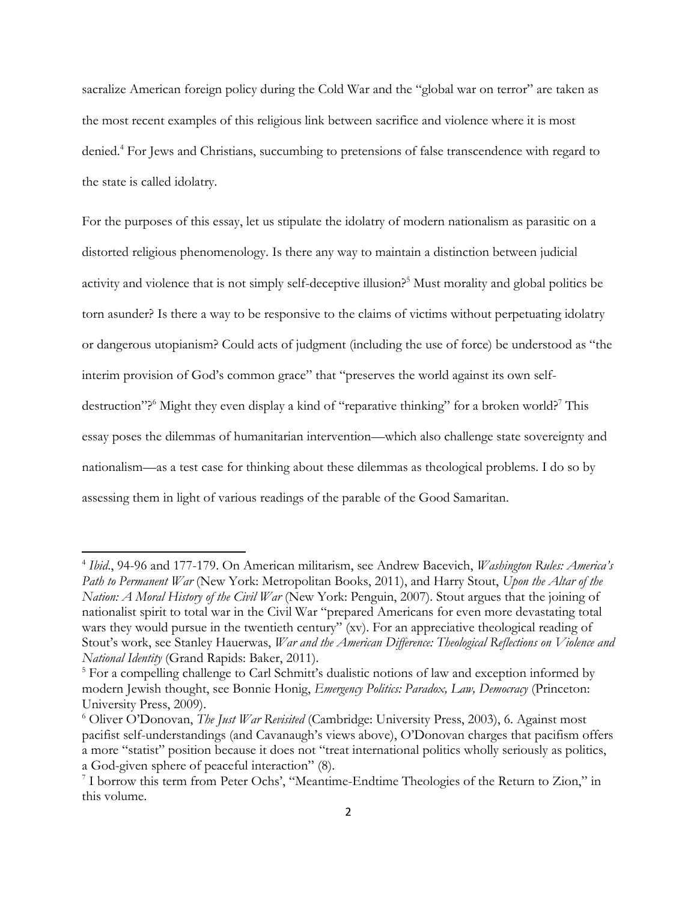sacralize American foreign policy during the Cold War and the "global war on terror" are taken as the most recent examples of this religious link between sacrifice and violence where it is most denied.[4] For Jews and Christians, succumbing to pretensions of false transcendence with regard to the state is called idolatry.

For the purposes of this essay, let us stipulate the idolatry of modern nationalism as parasitic on a distorted religious phenomenology. Is there any way to maintain a distinction between judicial activity and violence that is not simply self-deceptive illusion?[5] Must morality and global politics be torn asunder? Is there a way to be responsive to the claims of victims without perpetuating idolatry or dangerous utopianism? Could acts of judgment (including the use of force) be understood as "the interim provision of God's common grace" that "preserves the world against its own self-destruction"?[6] Might they even display a kind of "reparative thinking" for a broken world?[7] This essay poses the dilemmas of humanitarian intervention—which also challenge state sovereignty and nationalism—as a test case for thinking about these dilemmas as theological problems. I do so by assessing them in light of various readings of the parable of the Good Samaritan.

---

[4] *Ibid*., 94-96 and 177-179. On American militarism, see Andrew Bacevich, *Washington Rules: America's Path to Permanent War* (New York: Metropolitan Books, 2011), and Harry Stout, *Upon the Altar of the Nation: A Moral History of the Civil War* (New York: Penguin, 2007). Stout argues that the joining of nationalist spirit to total war in the Civil War "prepared Americans for even more devastating total wars they would pursue in the twentieth century" (xv). For an appreciative theological reading of Stout's work, see Stanley Hauerwas, *War and the American Difference: Theological Reflections on Violence and National Identity* (Grand Rapids: Baker, 2011).

[5] For a compelling challenge to Carl Schmitt's dualistic notions of law and exception informed by modern Jewish thought, see Bonnie Honig, *Emergency Politics: Paradox, Law, Democracy* (Princeton: University Press, 2009).

[6] Oliver O'Donovan, *The Just War Revisited* (Cambridge: University Press, 2003), 6. Against most pacifist self-understandings (and Cavanaugh's views above), O'Donovan charges that pacifism offers a more "statist" position because it does not "treat international politics wholly seriously as politics, a God-given sphere of peaceful interaction" (8).

[7] I borrow this term from Peter Ochs', "Meantime-Endtime Theologies of the Return to Zion," in this volume.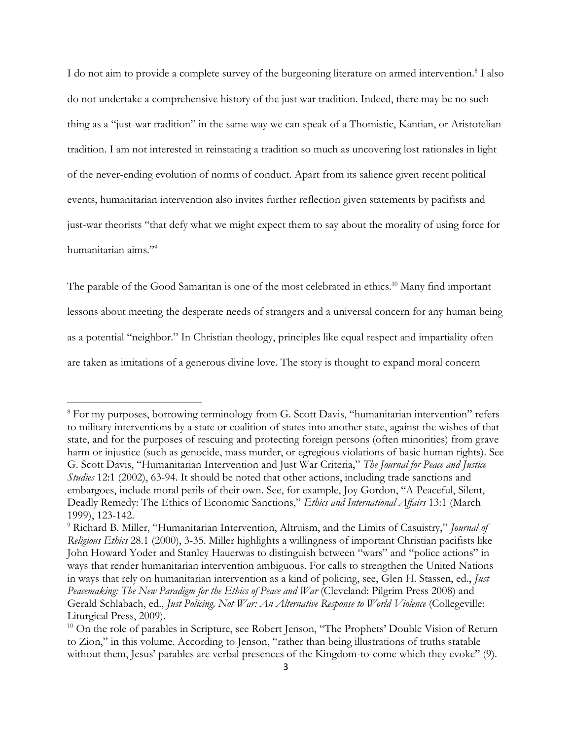I do not aim to provide a complete survey of the burgeoning literature on armed intervention.[8] I also do not undertake a comprehensive history of the just war tradition. Indeed, there may be no such thing as a "just-war tradition" in the same way we can speak of a Thomistic, Kantian, or Aristotelian tradition. I am not interested in reinstating a tradition so much as uncovering lost rationales in light of the never-ending evolution of norms of conduct. Apart from its salience given recent political events, humanitarian intervention also invites further reflection given statements by pacifists and just-war theorists "that defy what we might expect them to say about the morality of using force for humanitarian aims."[9]

The parable of the Good Samaritan is one of the most celebrated in ethics.[10] Many find important lessons about meeting the desperate needs of strangers and a universal concern for any human being as a potential "neighbor." In Christian theology, principles like equal respect and impartiality often are taken as imitations of a generous divine love. The story is thought to expand moral concern

---

[8] For my purposes, borrowing terminology from G. Scott Davis, "humanitarian intervention" refers to military interventions by a state or coalition of states into another state, against the wishes of that state, and for the purposes of rescuing and protecting foreign persons (often minorities) from grave harm or injustice (such as genocide, mass murder, or egregious violations of basic human rights). See G. Scott Davis, "Humanitarian Intervention and Just War Criteria," *The Journal for Peace and Justice Studies* 12:1 (2002), 63-94. It should be noted that other actions, including trade sanctions and embargoes, include moral perils of their own. See, for example, Joy Gordon, "A Peaceful, Silent, Deadly Remedy: The Ethics of Economic Sanctions," *Ethics and International Affairs* 13:1 (March 1999), 123-142.

[9] Richard B. Miller, "Humanitarian Intervention, Altruism, and the Limits of Casuistry," *Journal of Religious Ethics* 28.1 (2000), 3-35. Miller highlights a willingness of important Christian pacifists like John Howard Yoder and Stanley Hauerwas to distinguish between "wars" and "police actions" in ways that render humanitarian intervention ambiguous. For calls to strengthen the United Nations in ways that rely on humanitarian intervention as a kind of policing, see, Glen H. Stassen, ed., *Just Peacemaking: The New Paradigm for the Ethics of Peace and War* (Cleveland: Pilgrim Press 2008) and Gerald Schlabach, ed., *Just Policing, Not War: An Alternative Response to World Violence* (Collegeville: Liturgical Press, 2009).

[10] On the role of parables in Scripture, see Robert Jenson, "The Prophets' Double Vision of Return to Zion," in this volume. According to Jenson, "rather than being illustrations of truths statable without them, Jesus' parables are verbal presences of the Kingdom-to-come which they evoke" (9).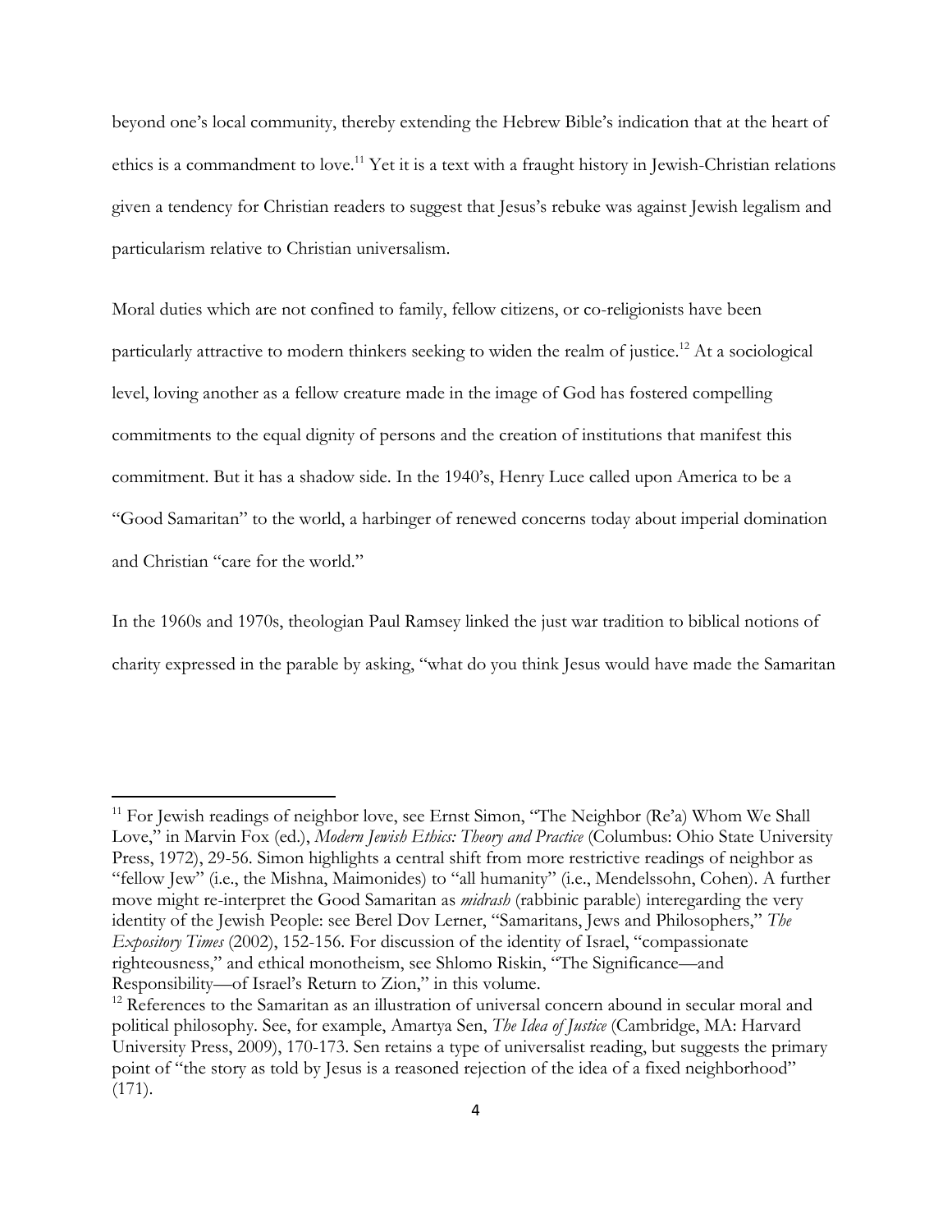beyond one's local community, thereby extending the Hebrew Bible's indication that at the heart of ethics is a commandment to love.[11] Yet it is a text with a fraught history in Jewish-Christian relations given a tendency for Christian readers to suggest that Jesus's rebuke was against Jewish legalism and particularism relative to Christian universalism.

Moral duties which are not confined to family, fellow citizens, or co-religionists have been particularly attractive to modern thinkers seeking to widen the realm of justice.[12] At a sociological level, loving another as a fellow creature made in the image of God has fostered compelling commitments to the equal dignity of persons and the creation of institutions that manifest this commitment. But it has a shadow side. In the 1940's, Henry Luce called upon America to be a "Good Samaritan" to the world, a harbinger of renewed concerns today about imperial domination and Christian "care for the world."

In the 1960s and 1970s, theologian Paul Ramsey linked the just war tradition to biblical notions of charity expressed in the parable by asking, "what do you think Jesus would have made the Samaritan

---

[11] For Jewish readings of neighbor love, see Ernst Simon, "The Neighbor (Re'a) Whom We Shall Love," in Marvin Fox (ed.), *Modern Jewish Ethics: Theory and Practice* (Columbus: Ohio State University Press, 1972), 29-56. Simon highlights a central shift from more restrictive readings of neighbor as "fellow Jew" (i.e., the Mishna, Maimonides) to "all humanity" (i.e., Mendelssohn, Cohen). A further move might re-interpret the Good Samaritan as *midrash* (rabbinic parable) interegarding the very identity of the Jewish People: see Berel Dov Lerner, "Samaritans, Jews and Philosophers," *The Expository Times* (2002), 152-156. For discussion of the identity of Israel, "compassionate righteousness," and ethical monotheism, see Shlomo Riskin, "The Significance—and Responsibility—of Israel's Return to Zion," in this volume.

[12] References to the Samaritan as an illustration of universal concern abound in secular moral and political philosophy. See, for example, Amartya Sen, *The Idea of Justice* (Cambridge, MA: Harvard University Press, 2009), 170-173. Sen retains a type of universalist reading, but suggests the primary point of "the story as told by Jesus is a reasoned rejection of the idea of a fixed neighborhood" (171).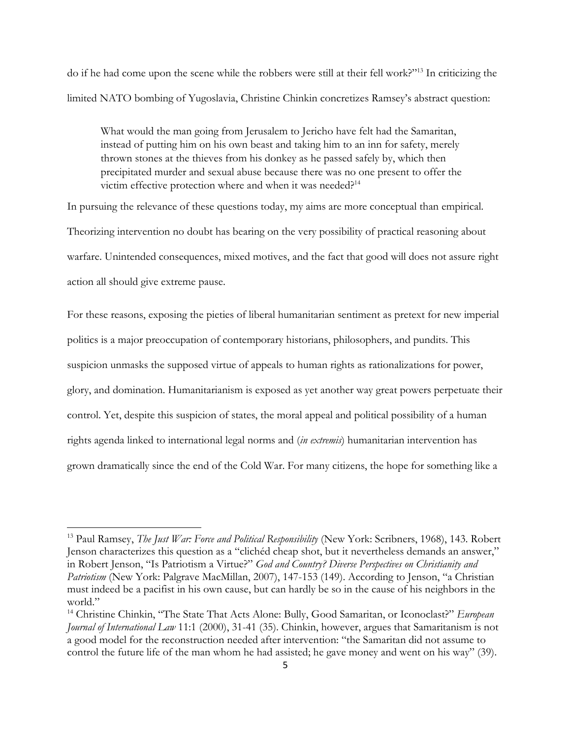do if he had come upon the scene while the robbers were still at their fell work?"[13] In criticizing the limited NATO bombing of Yugoslavia, Christine Chinkin concretizes Ramsey's abstract question:

> What would the man going from Jerusalem to Jericho have felt had the Samaritan, instead of putting him on his own beast and taking him to an inn for safety, merely thrown stones at the thieves from his donkey as he passed safely by, which then precipitated murder and sexual abuse because there was no one present to offer the victim effective protection where and when it was needed?[14]

In pursuing the relevance of these questions today, my aims are more conceptual than empirical. Theorizing intervention no doubt has bearing on the very possibility of practical reasoning about warfare. Unintended consequences, mixed motives, and the fact that good will does not assure right action all should give extreme pause.

For these reasons, exposing the pieties of liberal humanitarian sentiment as pretext for new imperial politics is a major preoccupation of contemporary historians, philosophers, and pundits. This suspicion unmasks the supposed virtue of appeals to human rights as rationalizations for power, glory, and domination. Humanitarianism is exposed as yet another way great powers perpetuate their control. Yet, despite this suspicion of states, the moral appeal and political possibility of a human rights agenda linked to international legal norms and (*in extremis*) humanitarian intervention has grown dramatically since the end of the Cold War. For many citizens, the hope for something like a

---

[13] Paul Ramsey, *The Just War: Force and Political Responsibility* (New York: Scribners, 1968), 143. Robert Jenson characterizes this question as a "clichéd cheap shot, but it nevertheless demands an answer," in Robert Jenson, "Is Patriotism a Virtue?" *God and Country? Diverse Perspectives on Christianity and Patriotism* (New York: Palgrave MacMillan, 2007), 147-153 (149). According to Jenson, "a Christian must indeed be a pacifist in his own cause, but can hardly be so in the cause of his neighbors in the world."

[14] Christine Chinkin, "The State That Acts Alone: Bully, Good Samaritan, or Iconoclast?" *European Journal of International Law* 11:1 (2000), 31-41 (35). Chinkin, however, argues that Samaritanism is not a good model for the reconstruction needed after intervention: "the Samaritan did not assume to control the future life of the man whom he had assisted; he gave money and went on his way" (39).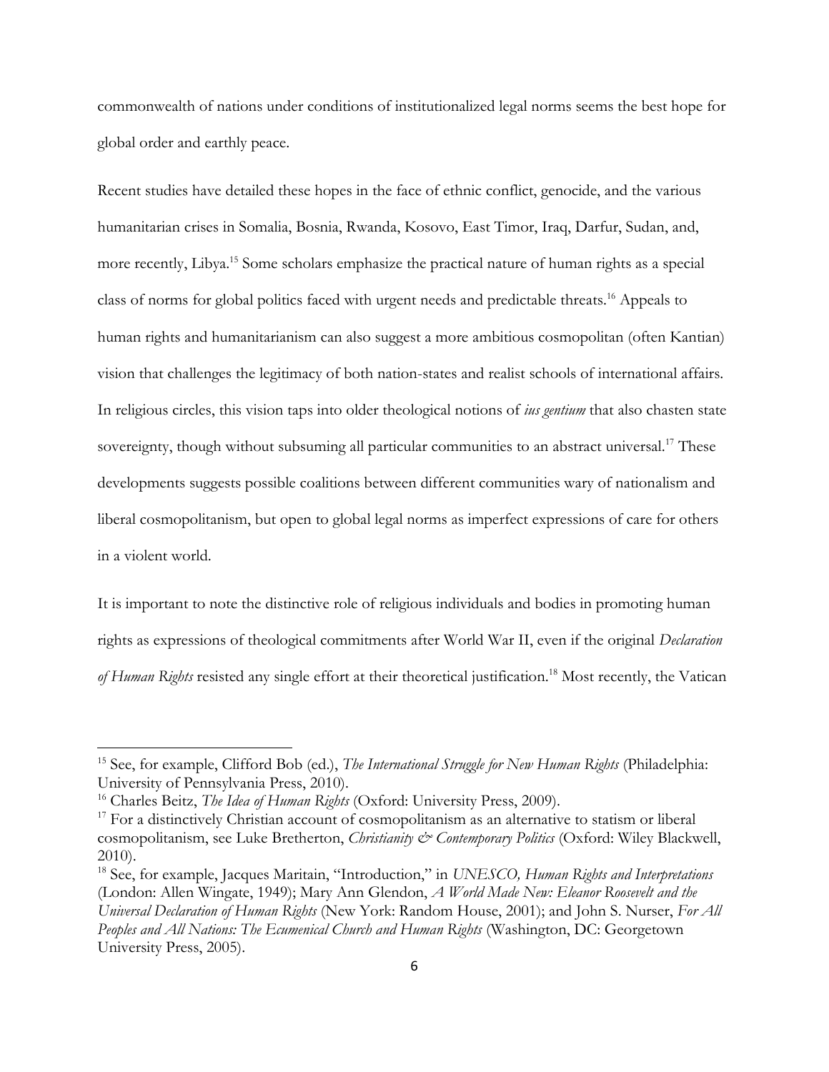commonwealth of nations under conditions of institutionalized legal norms seems the best hope for global order and earthly peace.

Recent studies have detailed these hopes in the face of ethnic conflict, genocide, and the various humanitarian crises in Somalia, Bosnia, Rwanda, Kosovo, East Timor, Iraq, Darfur, Sudan, and, more recently, Libya.[15] Some scholars emphasize the practical nature of human rights as a special class of norms for global politics faced with urgent needs and predictable threats.[16] Appeals to human rights and humanitarianism can also suggest a more ambitious cosmopolitan (often Kantian) vision that challenges the legitimacy of both nation-states and realist schools of international affairs. In religious circles, this vision taps into older theological notions of *ius gentium* that also chasten state sovereignty, though without subsuming all particular communities to an abstract universal.[17] These developments suggests possible coalitions between different communities wary of nationalism and liberal cosmopolitanism, but open to global legal norms as imperfect expressions of care for others in a violent world.

It is important to note the distinctive role of religious individuals and bodies in promoting human rights as expressions of theological commitments after World War II, even if the original *Declaration of Human Rights* resisted any single effort at their theoretical justification.[18] Most recently, the Vatican

---

[15] See, for example, Clifford Bob (ed.), *The International Struggle for New Human Rights* (Philadelphia: University of Pennsylvania Press, 2010).

[16] Charles Beitz, *The Idea of Human Rights* (Oxford: University Press, 2009).

[17] For a distinctively Christian account of cosmopolitanism as an alternative to statism or liberal cosmopolitanism, see Luke Bretherton, *Christianity & Contemporary Politics* (Oxford: Wiley Blackwell, 2010).

[18] See, for example, Jacques Maritain, "Introduction," in *UNESCO, Human Rights and Interpretations* (London: Allen Wingate, 1949); Mary Ann Glendon, *A World Made New: Eleanor Roosevelt and the Universal Declaration of Human Rights* (New York: Random House, 2001); and John S. Nurser, *For All Peoples and All Nations: The Ecumenical Church and Human Rights* (Washington, DC: Georgetown University Press, 2005).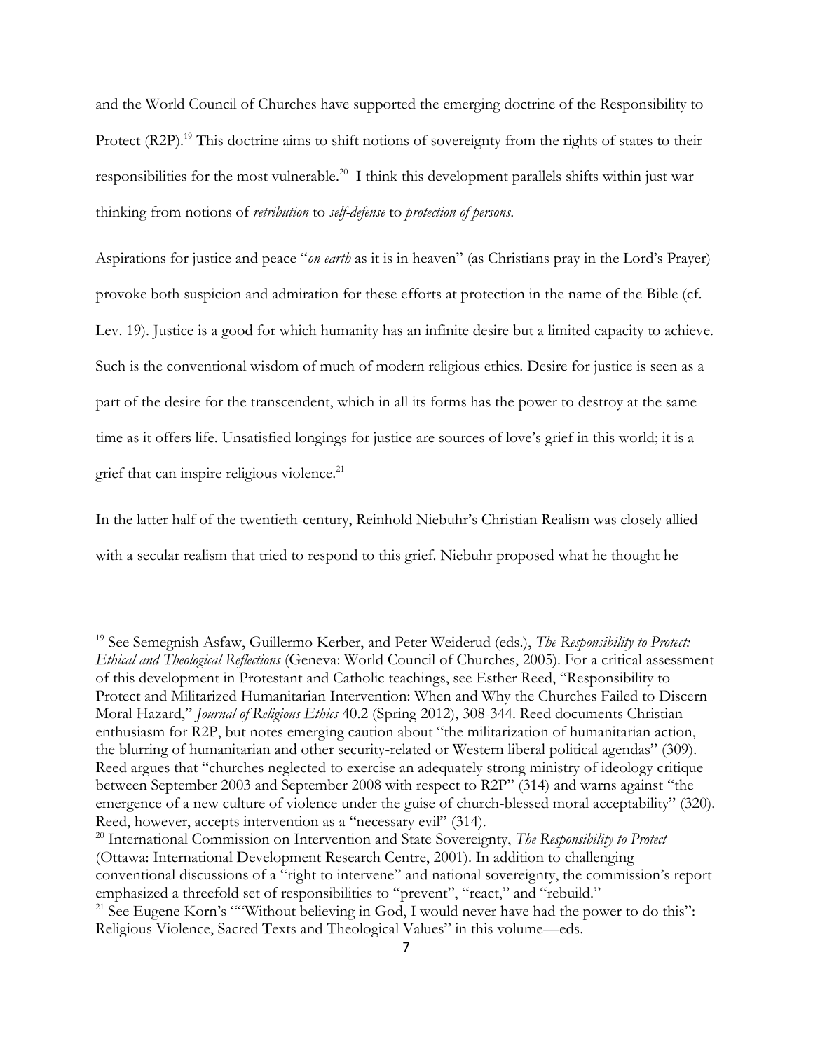and the World Council of Churches have supported the emerging doctrine of the Responsibility to Protect (R2P).[19] This doctrine aims to shift notions of sovereignty from the rights of states to their responsibilities for the most vulnerable.[20] I think this development parallels shifts within just war thinking from notions of *retribution* to *self-defense* to *protection of persons*.

Aspirations for justice and peace "*on earth* as it is in heaven" (as Christians pray in the Lord's Prayer) provoke both suspicion and admiration for these efforts at protection in the name of the Bible (cf. Lev. 19). Justice is a good for which humanity has an infinite desire but a limited capacity to achieve. Such is the conventional wisdom of much of modern religious ethics. Desire for justice is seen as a part of the desire for the transcendent, which in all its forms has the power to destroy at the same time as it offers life. Unsatisfied longings for justice are sources of love's grief in this world; it is a grief that can inspire religious violence.[21]

In the latter half of the twentieth-century, Reinhold Niebuhr's Christian Realism was closely allied with a secular realism that tried to respond to this grief. Niebuhr proposed what he thought he

---

[19] See Semegnish Asfaw, Guillermo Kerber, and Peter Weiderud (eds.), *The Responsibility to Protect: Ethical and Theological Reflections* (Geneva: World Council of Churches, 2005). For a critical assessment of this development in Protestant and Catholic teachings, see Esther Reed, "Responsibility to Protect and Militarized Humanitarian Intervention: When and Why the Churches Failed to Discern Moral Hazard," *Journal of Religious Ethics* 40.2 (Spring 2012), 308-344. Reed documents Christian enthusiasm for R2P, but notes emerging caution about "the militarization of humanitarian action, the blurring of humanitarian and other security-related or Western liberal political agendas" (309). Reed argues that "churches neglected to exercise an adequately strong ministry of ideology critique between September 2003 and September 2008 with respect to R2P" (314) and warns against "the emergence of a new culture of violence under the guise of church-blessed moral acceptability" (320). Reed, however, accepts intervention as a "necessary evil" (314).

[20] International Commission on Intervention and State Sovereignty, *The Responsibility to Protect* (Ottawa: International Development Research Centre, 2001). In addition to challenging conventional discussions of a "right to intervene" and national sovereignty, the commission's report emphasized a threefold set of responsibilities to "prevent", "react," and "rebuild."

[21] See Eugene Korn's ""Without believing in God, I would never have had the power to do this": Religious Violence, Sacred Texts and Theological Values" in this volume—eds.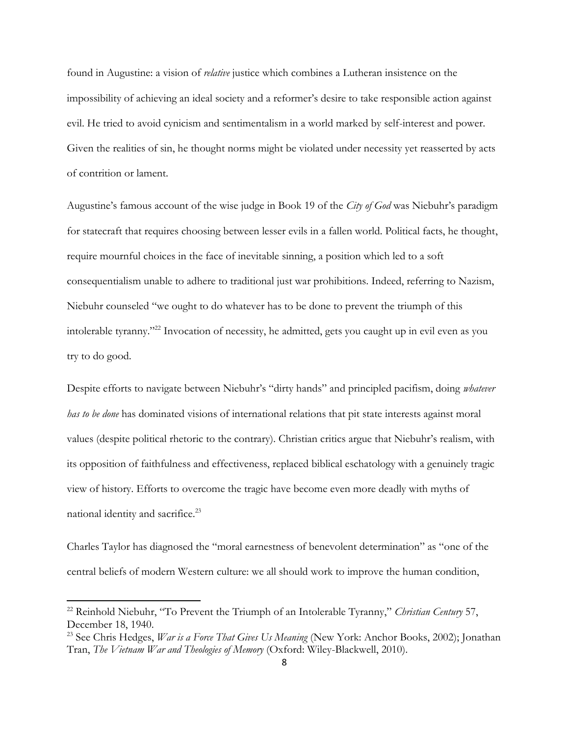found in Augustine: a vision of *relative* justice which combines a Lutheran insistence on the impossibility of achieving an ideal society and a reformer's desire to take responsible action against evil. He tried to avoid cynicism and sentimentalism in a world marked by self-interest and power. Given the realities of sin, he thought norms might be violated under necessity yet reasserted by acts of contrition or lament.

Augustine's famous account of the wise judge in Book 19 of the *City of God* was Niebuhr's paradigm for statecraft that requires choosing between lesser evils in a fallen world. Political facts, he thought, require mournful choices in the face of inevitable sinning, a position which led to a soft consequentialism unable to adhere to traditional just war prohibitions. Indeed, referring to Nazism, Niebuhr counseled "we ought to do whatever has to be done to prevent the triumph of this intolerable tyranny."[22] Invocation of necessity, he admitted, gets you caught up in evil even as you try to do good.

Despite efforts to navigate between Niebuhr's "dirty hands" and principled pacifism, doing *whatever has to be done* has dominated visions of international relations that pit state interests against moral values (despite political rhetoric to the contrary). Christian critics argue that Niebuhr's realism, with its opposition of faithfulness and effectiveness, replaced biblical eschatology with a genuinely tragic view of history. Efforts to overcome the tragic have become even more deadly with myths of national identity and sacrifice.[23]

Charles Taylor has diagnosed the "moral earnestness of benevolent determination" as "one of the central beliefs of modern Western culture: we all should work to improve the human condition,

---

[22] Reinhold Niebuhr, "To Prevent the Triumph of an Intolerable Tyranny," *Christian Century* 57, December 18, 1940.

[23] See Chris Hedges, *War is a Force That Gives Us Meaning* (New York: Anchor Books, 2002); Jonathan Tran, *The Vietnam War and Theologies of Memory* (Oxford: Wiley-Blackwell, 2010).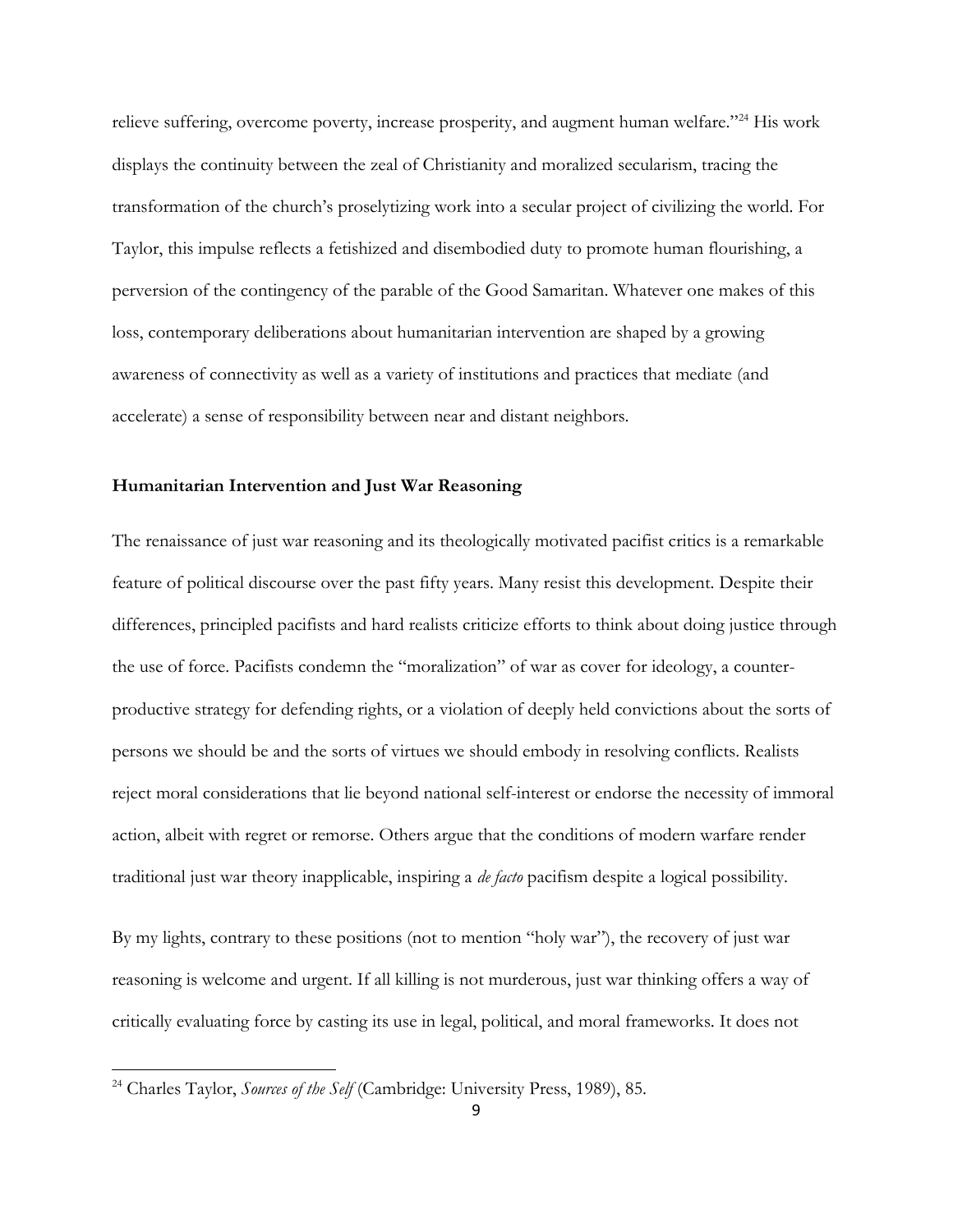relieve suffering, overcome poverty, increase prosperity, and augment human welfare."[24] His work displays the continuity between the zeal of Christianity and moralized secularism, tracing the transformation of the church's proselytizing work into a secular project of civilizing the world. For Taylor, this impulse reflects a fetishized and disembodied duty to promote human flourishing, a perversion of the contingency of the parable of the Good Samaritan. Whatever one makes of this loss, contemporary deliberations about humanitarian intervention are shaped by a growing awareness of connectivity as well as a variety of institutions and practices that mediate (and accelerate) a sense of responsibility between near and distant neighbors.

## Humanitarian Intervention and Just War Reasoning

The renaissance of just war reasoning and its theologically motivated pacifist critics is a remarkable feature of political discourse over the past fifty years. Many resist this development. Despite their differences, principled pacifists and hard realists criticize efforts to think about doing justice through the use of force. Pacifists condemn the "moralization" of war as cover for ideology, a counter-productive strategy for defending rights, or a violation of deeply held convictions about the sorts of persons we should be and the sorts of virtues we should embody in resolving conflicts. Realists reject moral considerations that lie beyond national self-interest or endorse the necessity of immoral action, albeit with regret or remorse. Others argue that the conditions of modern warfare render traditional just war theory inapplicable, inspiring a *de facto* pacifism despite a logical possibility.

By my lights, contrary to these positions (not to mention "holy war"), the recovery of just war reasoning is welcome and urgent. If all killing is not murderous, just war thinking offers a way of critically evaluating force by casting its use in legal, political, and moral frameworks. It does not

[24] Charles Taylor, *Sources of the Self* (Cambridge: University Press, 1989), 85.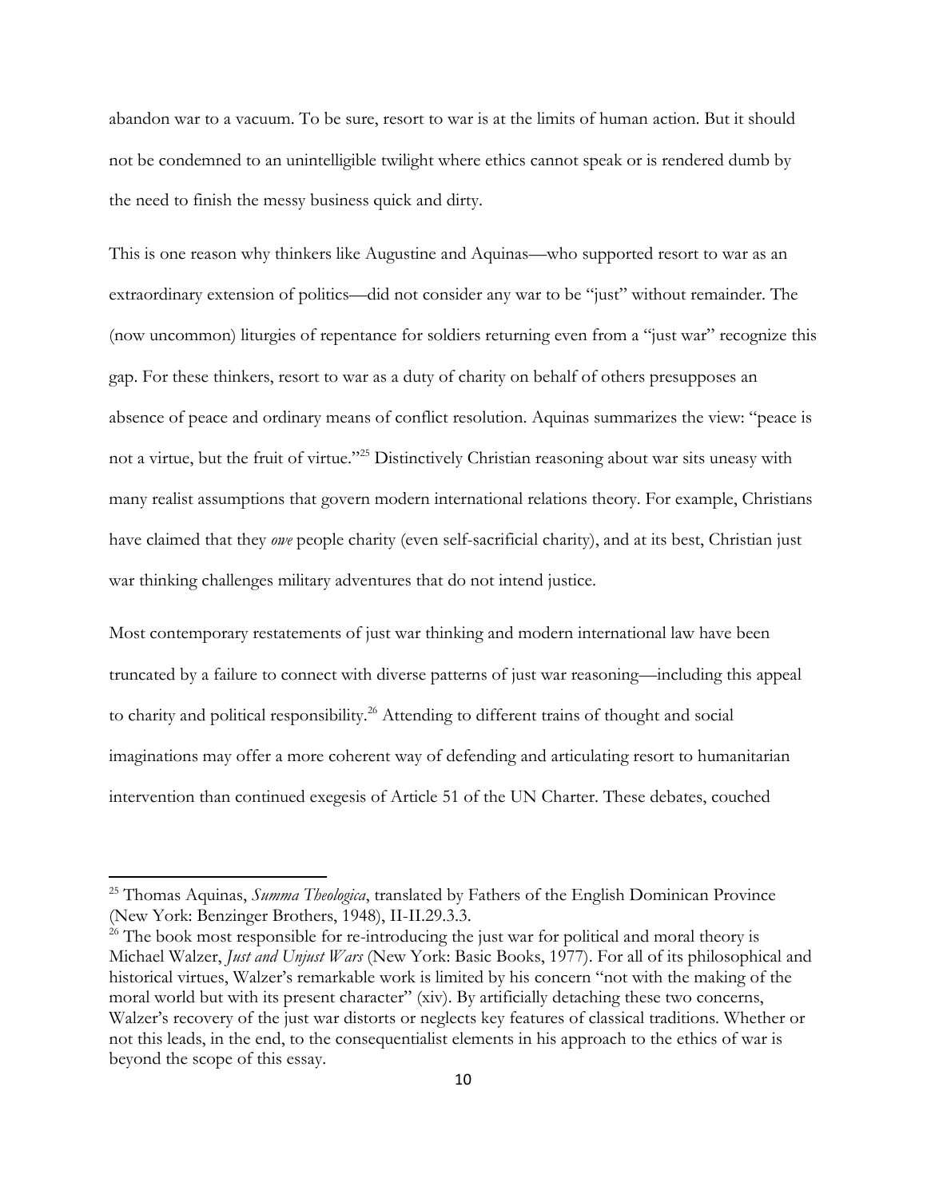abandon war to a vacuum. To be sure, resort to war is at the limits of human action. But it should not be condemned to an unintelligible twilight where ethics cannot speak or is rendered dumb by the need to finish the messy business quick and dirty.

This is one reason why thinkers like Augustine and Aquinas—who supported resort to war as an extraordinary extension of politics—did not consider any war to be "just" without remainder. The (now uncommon) liturgies of repentance for soldiers returning even from a "just war" recognize this gap. For these thinkers, resort to war as a duty of charity on behalf of others presupposes an absence of peace and ordinary means of conflict resolution. Aquinas summarizes the view: "peace is not a virtue, but the fruit of virtue."[25] Distinctively Christian reasoning about war sits uneasy with many realist assumptions that govern modern international relations theory. For example, Christians have claimed that they *owe* people charity (even self-sacrificial charity), and at its best, Christian just war thinking challenges military adventures that do not intend justice.

Most contemporary restatements of just war thinking and modern international law have been truncated by a failure to connect with diverse patterns of just war reasoning—including this appeal to charity and political responsibility.[26] Attending to different trains of thought and social imaginations may offer a more coherent way of defending and articulating resort to humanitarian intervention than continued exegesis of Article 51 of the UN Charter. These debates, couched

---

[25] Thomas Aquinas, *Summa Theologica*, translated by Fathers of the English Dominican Province (New York: Benzinger Brothers, 1948), II-II.29.3.3.

[26] The book most responsible for re-introducing the just war for political and moral theory is Michael Walzer, *Just and Unjust Wars* (New York: Basic Books, 1977). For all of its philosophical and historical virtues, Walzer's remarkable work is limited by his concern "not with the making of the moral world but with its present character" (xiv). By artificially detaching these two concerns, Walzer's recovery of the just war distorts or neglects key features of classical traditions. Whether or not this leads, in the end, to the consequentialist elements in his approach to the ethics of war is beyond the scope of this essay.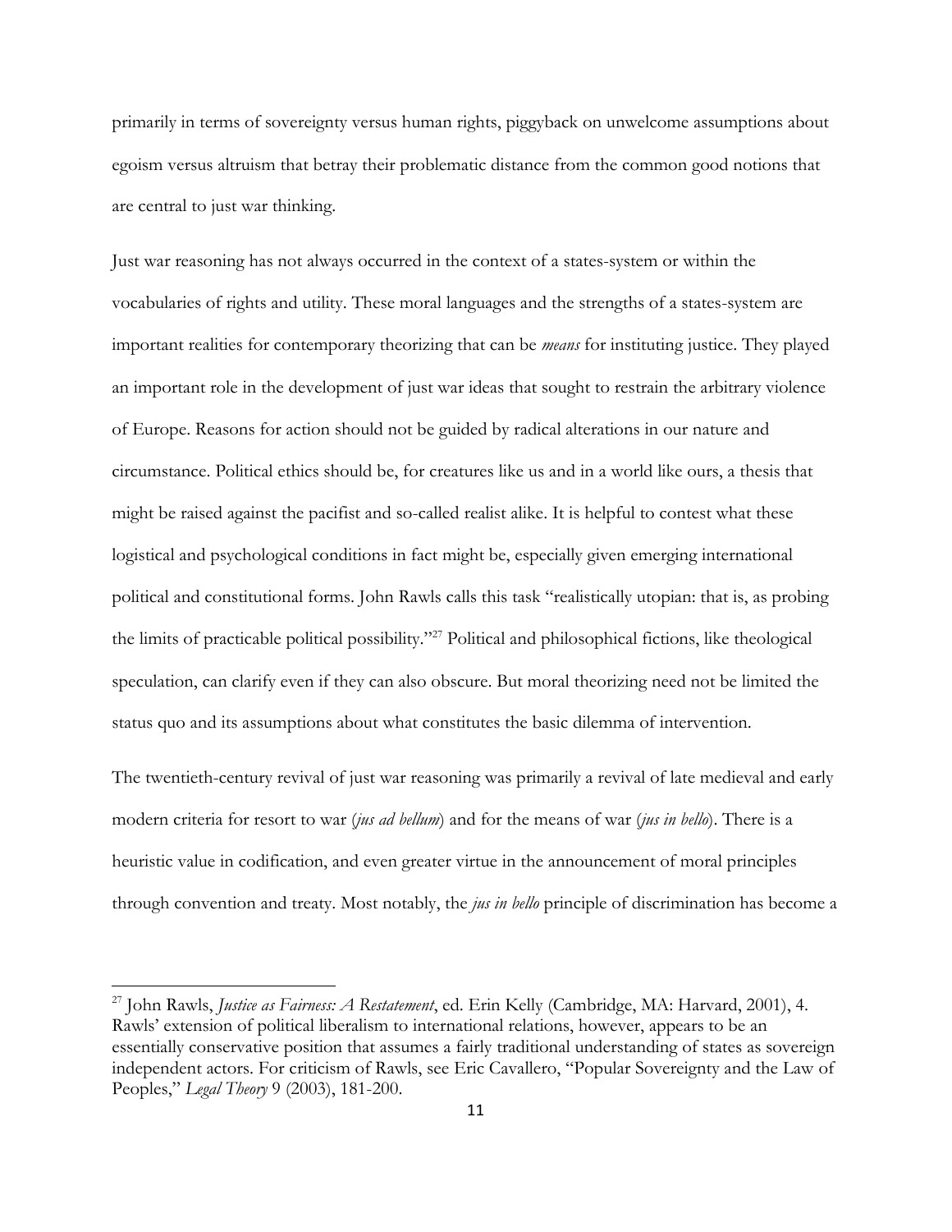primarily in terms of sovereignty versus human rights, piggyback on unwelcome assumptions about egoism versus altruism that betray their problematic distance from the common good notions that are central to just war thinking.

Just war reasoning has not always occurred in the context of a states-system or within the vocabularies of rights and utility. These moral languages and the strengths of a states-system are important realities for contemporary theorizing that can be *means* for instituting justice. They played an important role in the development of just war ideas that sought to restrain the arbitrary violence of Europe. Reasons for action should not be guided by radical alterations in our nature and circumstance. Political ethics should be, for creatures like us and in a world like ours, a thesis that might be raised against the pacifist and so-called realist alike. It is helpful to contest what these logistical and psychological conditions in fact might be, especially given emerging international political and constitutional forms. John Rawls calls this task "realistically utopian: that is, as probing the limits of practicable political possibility."[27] Political and philosophical fictions, like theological speculation, can clarify even if they can also obscure. But moral theorizing need not be limited the status quo and its assumptions about what constitutes the basic dilemma of intervention.

The twentieth-century revival of just war reasoning was primarily a revival of late medieval and early modern criteria for resort to war (*jus ad bellum*) and for the means of war (*jus in bello*). There is a heuristic value in codification, and even greater virtue in the announcement of moral principles through convention and treaty. Most notably, the *jus in bello* principle of discrimination has become a

[27] John Rawls, *Justice as Fairness: A Restatement*, ed. Erin Kelly (Cambridge, MA: Harvard, 2001), 4. Rawls' extension of political liberalism to international relations, however, appears to be an essentially conservative position that assumes a fairly traditional understanding of states as sovereign independent actors. For criticism of Rawls, see Eric Cavallero, "Popular Sovereignty and the Law of Peoples," *Legal Theory* 9 (2003), 181-200.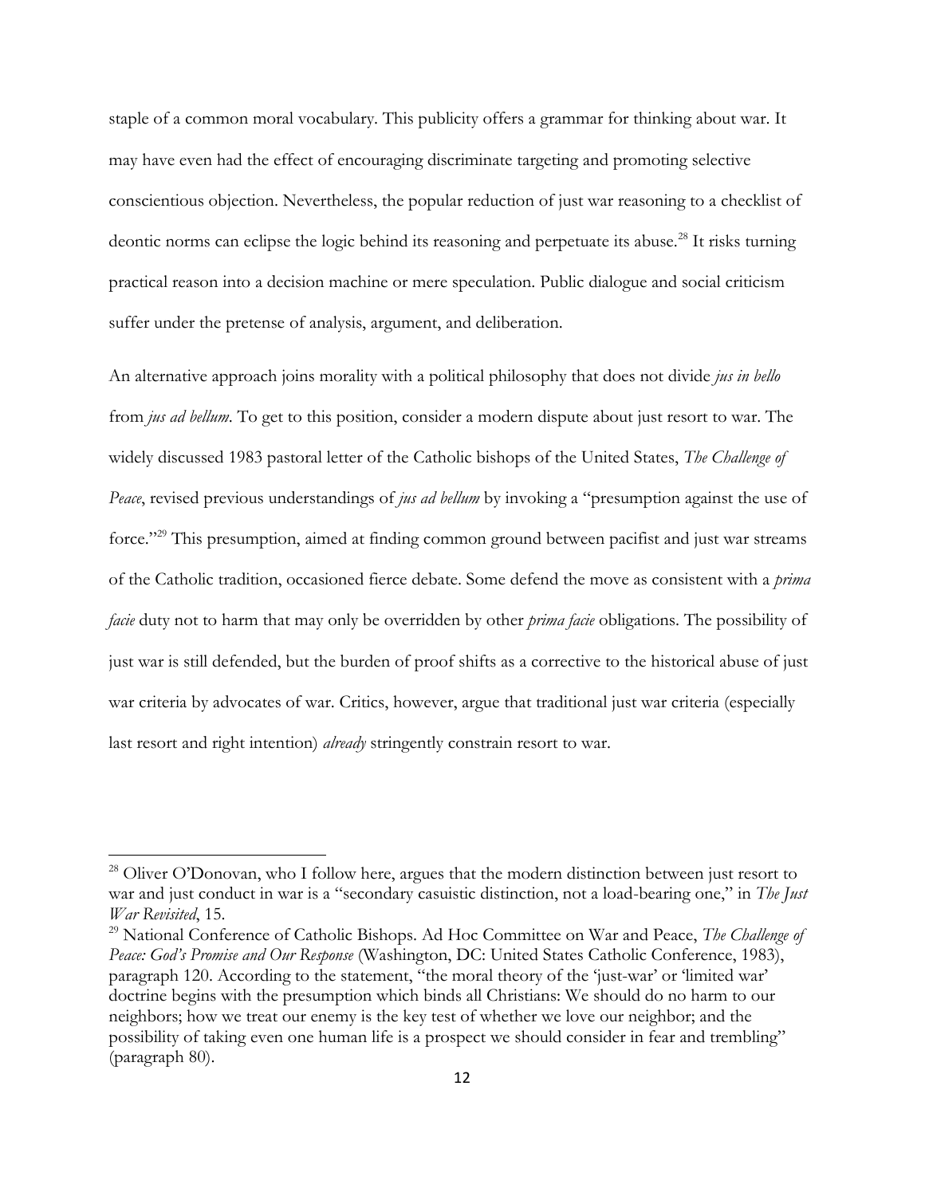staple of a common moral vocabulary. This publicity offers a grammar for thinking about war. It may have even had the effect of encouraging discriminate targeting and promoting selective conscientious objection. Nevertheless, the popular reduction of just war reasoning to a checklist of deontic norms can eclipse the logic behind its reasoning and perpetuate its abuse.[28] It risks turning practical reason into a decision machine or mere speculation. Public dialogue and social criticism suffer under the pretense of analysis, argument, and deliberation.

An alternative approach joins morality with a political philosophy that does not divide *jus in bello* from *jus ad bellum*. To get to this position, consider a modern dispute about just resort to war. The widely discussed 1983 pastoral letter of the Catholic bishops of the United States, *The Challenge of Peace*, revised previous understandings of *jus ad bellum* by invoking a "presumption against the use of force."[29] This presumption, aimed at finding common ground between pacifist and just war streams of the Catholic tradition, occasioned fierce debate. Some defend the move as consistent with a *prima facie* duty not to harm that may only be overridden by other *prima facie* obligations. The possibility of just war is still defended, but the burden of proof shifts as a corrective to the historical abuse of just war criteria by advocates of war. Critics, however, argue that traditional just war criteria (especially last resort and right intention) *already* stringently constrain resort to war.

---

[28] Oliver O'Donovan, who I follow here, argues that the modern distinction between just resort to war and just conduct in war is a "secondary casuistic distinction, not a load-bearing one," in *The Just War Revisited*, 15.

[29] National Conference of Catholic Bishops. Ad Hoc Committee on War and Peace, *The Challenge of Peace: God's Promise and Our Response* (Washington, DC: United States Catholic Conference, 1983), paragraph 120. According to the statement, "the moral theory of the 'just-war' or 'limited war' doctrine begins with the presumption which binds all Christians: We should do no harm to our neighbors; how we treat our enemy is the key test of whether we love our neighbor; and the possibility of taking even one human life is a prospect we should consider in fear and trembling" (paragraph 80).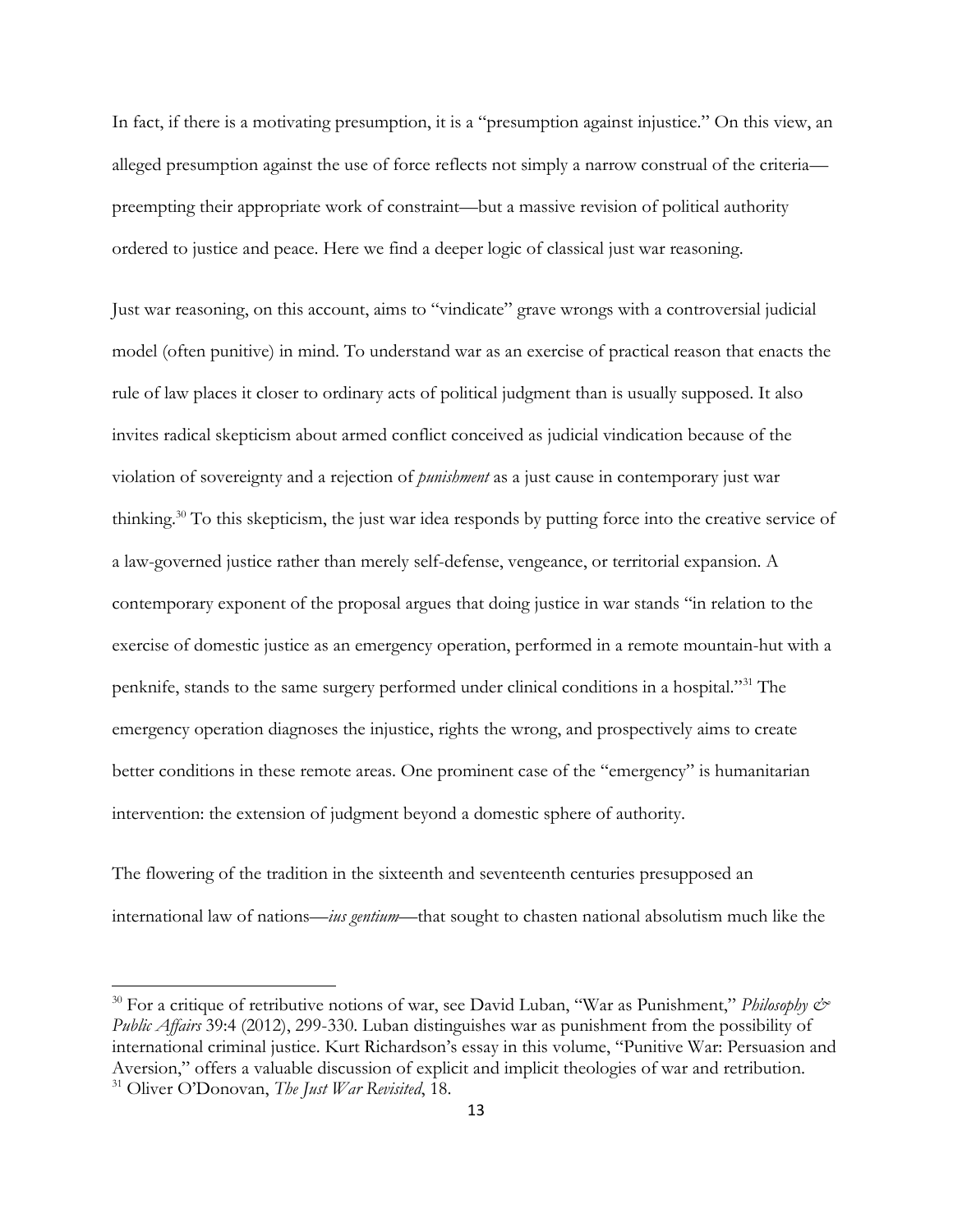In fact, if there is a motivating presumption, it is a "presumption against injustice." On this view, an alleged presumption against the use of force reflects not simply a narrow construal of the criteria—preempting their appropriate work of constraint—but a massive revision of political authority ordered to justice and peace. Here we find a deeper logic of classical just war reasoning.

Just war reasoning, on this account, aims to "vindicate" grave wrongs with a controversial judicial model (often punitive) in mind. To understand war as an exercise of practical reason that enacts the rule of law places it closer to ordinary acts of political judgment than is usually supposed. It also invites radical skepticism about armed conflict conceived as judicial vindication because of the violation of sovereignty and a rejection of *punishment* as a just cause in contemporary just war thinking.[30] To this skepticism, the just war idea responds by putting force into the creative service of a law-governed justice rather than merely self-defense, vengeance, or territorial expansion. A contemporary exponent of the proposal argues that doing justice in war stands "in relation to the exercise of domestic justice as an emergency operation, performed in a remote mountain-hut with a penknife, stands to the same surgery performed under clinical conditions in a hospital."[31] The emergency operation diagnoses the injustice, rights the wrong, and prospectively aims to create better conditions in these remote areas. One prominent case of the "emergency" is humanitarian intervention: the extension of judgment beyond a domestic sphere of authority.

The flowering of the tradition in the sixteenth and seventeenth centuries presupposed an international law of nations—*ius gentium*—that sought to chasten national absolutism much like the

---

[30] For a critique of retributive notions of war, see David Luban, "War as Punishment," *Philosophy & Public Affairs* 39:4 (2012), 299-330. Luban distinguishes war as punishment from the possibility of international criminal justice. Kurt Richardson's essay in this volume, "Punitive War: Persuasion and Aversion," offers a valuable discussion of explicit and implicit theologies of war and retribution.

[31] Oliver O'Donovan, *The Just War Revisited*, 18.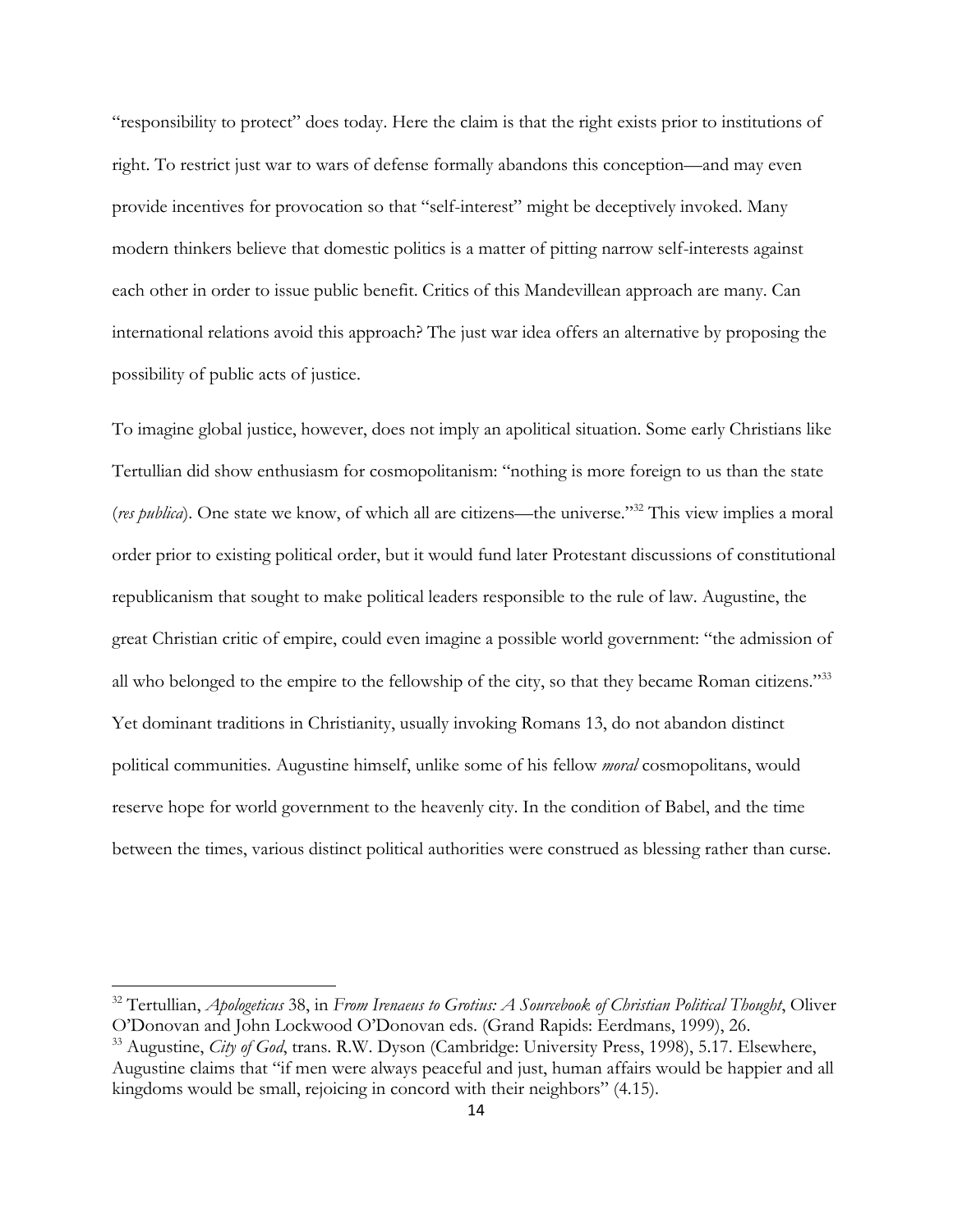"responsibility to protect" does today. Here the claim is that the right exists prior to institutions of right. To restrict just war to wars of defense formally abandons this conception—and may even provide incentives for provocation so that "self-interest" might be deceptively invoked. Many modern thinkers believe that domestic politics is a matter of pitting narrow self-interests against each other in order to issue public benefit. Critics of this Mandevillean approach are many. Can international relations avoid this approach? The just war idea offers an alternative by proposing the possibility of public acts of justice.

To imagine global justice, however, does not imply an apolitical situation. Some early Christians like Tertullian did show enthusiasm for cosmopolitanism: "nothing is more foreign to us than the state (*res publica*). One state we know, of which all are citizens—the universe."[32] This view implies a moral order prior to existing political order, but it would fund later Protestant discussions of constitutional republicanism that sought to make political leaders responsible to the rule of law. Augustine, the great Christian critic of empire, could even imagine a possible world government: "the admission of all who belonged to the empire to the fellowship of the city, so that they became Roman citizens."[33] Yet dominant traditions in Christianity, usually invoking Romans 13, do not abandon distinct political communities. Augustine himself, unlike some of his fellow *moral* cosmopolitans, would reserve hope for world government to the heavenly city. In the condition of Babel, and the time between the times, various distinct political authorities were construed as blessing rather than curse.

---

[32] Tertullian, *Apologeticus* 38, in *From Irenaeus to Grotius: A Sourcebook of Christian Political Thought*, Oliver O'Donovan and John Lockwood O'Donovan eds. (Grand Rapids: Eerdmans, 1999), 26.

[33] Augustine, *City of God*, trans. R.W. Dyson (Cambridge: University Press, 1998), 5.17. Elsewhere, Augustine claims that "if men were always peaceful and just, human affairs would be happier and all kingdoms would be small, rejoicing in concord with their neighbors" (4.15).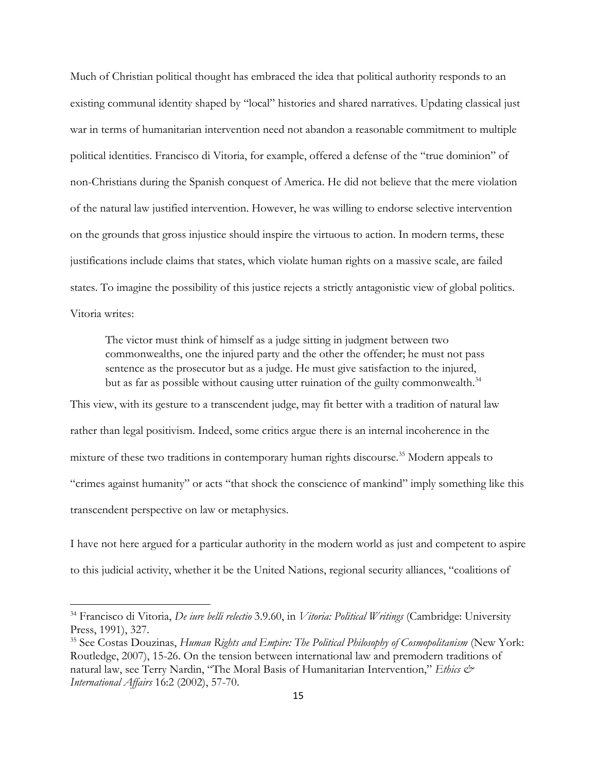Much of Christian political thought has embraced the idea that political authority responds to an existing communal identity shaped by "local" histories and shared narratives. Updating classical just war in terms of humanitarian intervention need not abandon a reasonable commitment to multiple political identities. Francisco di Vitoria, for example, offered a defense of the "true dominion" of non-Christians during the Spanish conquest of America. He did not believe that the mere violation of the natural law justified intervention. However, he was willing to endorse selective intervention on the grounds that gross injustice should inspire the virtuous to action. In modern terms, these justifications include claims that states, which violate human rights on a massive scale, are failed states. To imagine the possibility of this justice rejects a strictly antagonistic view of global politics. Vitoria writes:

> The victor must think of himself as a judge sitting in judgment between two commonwealths, one the injured party and the other the offender; he must not pass sentence as the prosecutor but as a judge. He must give satisfaction to the injured, but as far as possible without causing utter ruination of the guilty commonwealth.[34]

This view, with its gesture to a transcendent judge, may fit better with a tradition of natural law rather than legal positivism. Indeed, some critics argue there is an internal incoherence in the mixture of these two traditions in contemporary human rights discourse.[35] Modern appeals to "crimes against humanity" or acts "that shock the conscience of mankind" imply something like this transcendent perspective on law or metaphysics.

I have not here argued for a particular authority in the modern world as just and competent to aspire to this judicial activity, whether it be the United Nations, regional security alliances, "coalitions of

---

[34] Francisco di Vitoria, *De iure belli relectio* 3.9.60, in *Vitoria: Political Writings* (Cambridge: University Press, 1991), 327.

[35] See Costas Douzinas, *Human Rights and Empire: The Political Philosophy of Cosmopolitanism* (New York: Routledge, 2007), 15-26. On the tension between international law and premodern traditions of natural law, see Terry Nardin, "The Moral Basis of Humanitarian Intervention," *Ethics & International Affairs* 16:2 (2002), 57-70.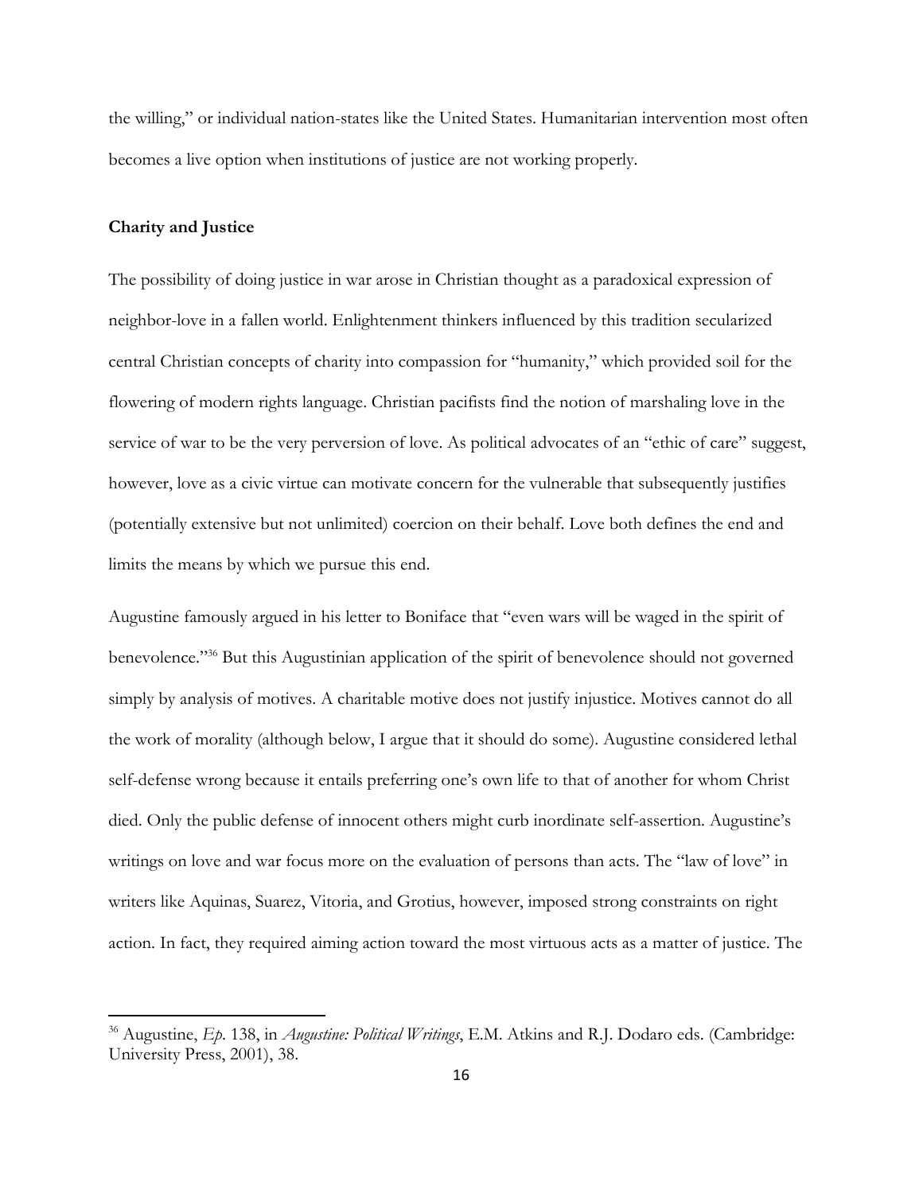the willing," or individual nation-states like the United States. Humanitarian intervention most often becomes a live option when institutions of justice are not working properly.

## Charity and Justice

The possibility of doing justice in war arose in Christian thought as a paradoxical expression of neighbor-love in a fallen world. Enlightenment thinkers influenced by this tradition secularized central Christian concepts of charity into compassion for "humanity," which provided soil for the flowering of modern rights language. Christian pacifists find the notion of marshaling love in the service of war to be the very perversion of love. As political advocates of an "ethic of care" suggest, however, love as a civic virtue can motivate concern for the vulnerable that subsequently justifies (potentially extensive but not unlimited) coercion on their behalf. Love both defines the end and limits the means by which we pursue this end.

Augustine famously argued in his letter to Boniface that "even wars will be waged in the spirit of benevolence."[36] But this Augustinian application of the spirit of benevolence should not governed simply by analysis of motives. A charitable motive does not justify injustice. Motives cannot do all the work of morality (although below, I argue that it should do some). Augustine considered lethal self-defense wrong because it entails preferring one's own life to that of another for whom Christ died. Only the public defense of innocent others might curb inordinate self-assertion. Augustine's writings on love and war focus more on the evaluation of persons than acts. The "law of love" in writers like Aquinas, Suarez, Vitoria, and Grotius, however, imposed strong constraints on right action. In fact, they required aiming action toward the most virtuous acts as a matter of justice. The

[36] Augustine, *Ep*. 138, in *Augustine: Political Writings*, E.M. Atkins and R.J. Dodaro eds. (Cambridge: University Press, 2001), 38.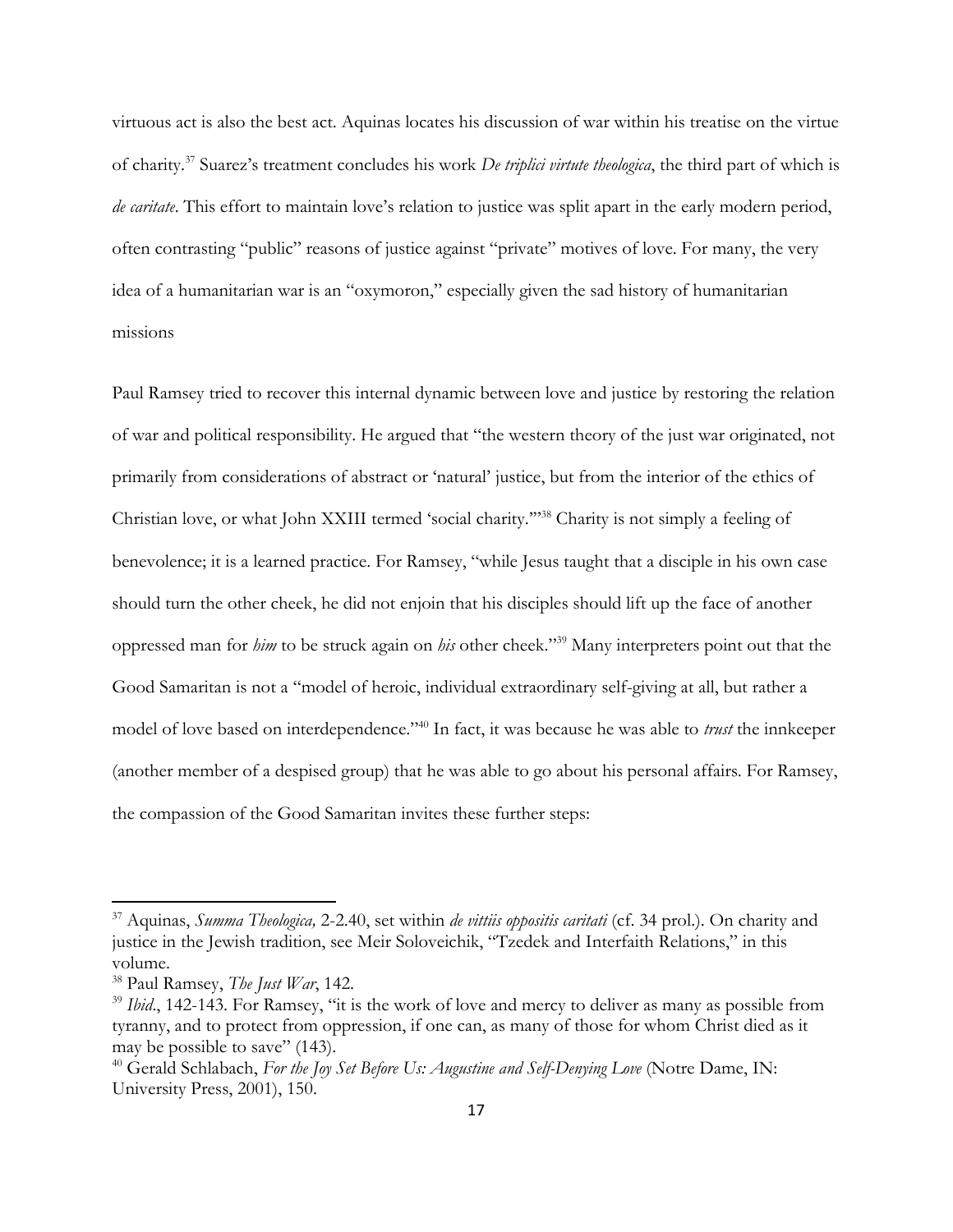virtuous act is also the best act. Aquinas locates his discussion of war within his treatise on the virtue of charity.[37] Suarez's treatment concludes his work *De triplici virtute theologica*, the third part of which is *de caritate*. This effort to maintain love's relation to justice was split apart in the early modern period, often contrasting "public" reasons of justice against "private" motives of love. For many, the very idea of a humanitarian war is an "oxymoron," especially given the sad history of humanitarian missions

Paul Ramsey tried to recover this internal dynamic between love and justice by restoring the relation of war and political responsibility. He argued that "the western theory of the just war originated, not primarily from considerations of abstract or 'natural' justice, but from the interior of the ethics of Christian love, or what John XXIII termed 'social charity.'"[38] Charity is not simply a feeling of benevolence; it is a learned practice. For Ramsey, "while Jesus taught that a disciple in his own case should turn the other cheek, he did not enjoin that his disciples should lift up the face of another oppressed man for *him* to be struck again on *his* other cheek."[39] Many interpreters point out that the Good Samaritan is not a "model of heroic, individual extraordinary self-giving at all, but rather a model of love based on interdependence."[40] In fact, it was because he was able to *trust* the innkeeper (another member of a despised group) that he was able to go about his personal affairs. For Ramsey, the compassion of the Good Samaritan invites these further steps:

---

[37] Aquinas, *Summa Theologica,* 2-2.40, set within *de vittiis oppositis caritati* (cf. 34 prol.). On charity and justice in the Jewish tradition, see Meir Soloveichik, "Tzedek and Interfaith Relations," in this volume.

[38] Paul Ramsey, *The Just War*, 142.

[39] *Ibid*., 142-143. For Ramsey, "it is the work of love and mercy to deliver as many as possible from tyranny, and to protect from oppression, if one can, as many of those for whom Christ died as it may be possible to save" (143).

[40] Gerald Schlabach, *For the Joy Set Before Us: Augustine and Self-Denying Love* (Notre Dame, IN: University Press, 2001), 150.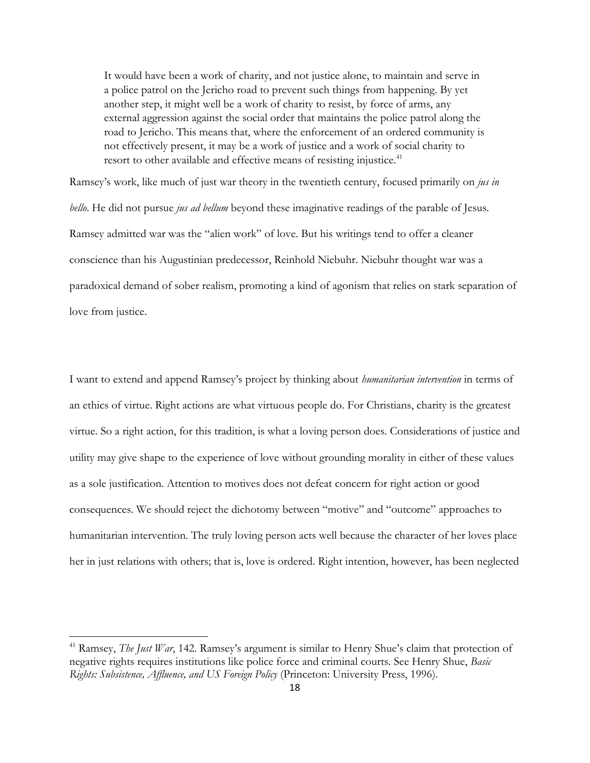> It would have been a work of charity, and not justice alone, to maintain and serve in a police patrol on the Jericho road to prevent such things from happening. By yet another step, it might well be a work of charity to resist, by force of arms, any external aggression against the social order that maintains the police patrol along the road to Jericho. This means that, where the enforcement of an ordered community is not effectively present, it may be a work of justice and a work of social charity to resort to other available and effective means of resisting injustice.[41]

Ramsey's work, like much of just war theory in the twentieth century, focused primarily on *jus in bello*. He did not pursue *jus ad bellum* beyond these imaginative readings of the parable of Jesus. Ramsey admitted war was the "alien work" of love. But his writings tend to offer a cleaner conscience than his Augustinian predecessor, Reinhold Niebuhr. Niebuhr thought war was a paradoxical demand of sober realism, promoting a kind of agonism that relies on stark separation of love from justice.

I want to extend and append Ramsey's project by thinking about *humanitarian intervention* in terms of an ethics of virtue. Right actions are what virtuous people do. For Christians, charity is the greatest virtue. So a right action, for this tradition, is what a loving person does. Considerations of justice and utility may give shape to the experience of love without grounding morality in either of these values as a sole justification. Attention to motives does not defeat concern for right action or good consequences. We should reject the dichotomy between "motive" and "outcome" approaches to humanitarian intervention. The truly loving person acts well because the character of her loves place her in just relations with others; that is, love is ordered. Right intention, however, has been neglected

---

[41] Ramsey, *The Just War*, 142. Ramsey's argument is similar to Henry Shue's claim that protection of negative rights requires institutions like police force and criminal courts. See Henry Shue, *Basic Rights: Subsistence, Affluence, and US Foreign Policy* (Princeton: University Press, 1996).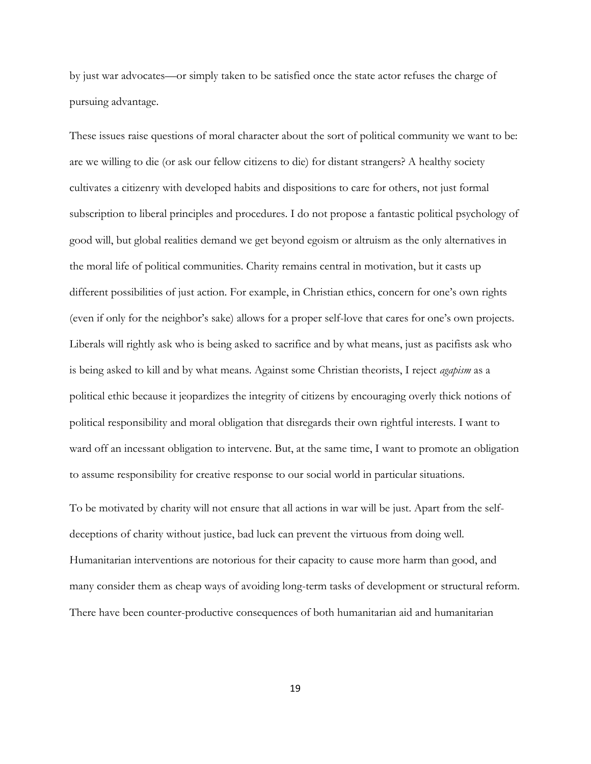by just war advocates—or simply taken to be satisfied once the state actor refuses the charge of pursuing advantage.

These issues raise questions of moral character about the sort of political community we want to be: are we willing to die (or ask our fellow citizens to die) for distant strangers? A healthy society cultivates a citizenry with developed habits and dispositions to care for others, not just formal subscription to liberal principles and procedures. I do not propose a fantastic political psychology of good will, but global realities demand we get beyond egoism or altruism as the only alternatives in the moral life of political communities. Charity remains central in motivation, but it casts up different possibilities of just action. For example, in Christian ethics, concern for one's own rights (even if only for the neighbor's sake) allows for a proper self-love that cares for one's own projects. Liberals will rightly ask who is being asked to sacrifice and by what means, just as pacifists ask who is being asked to kill and by what means. Against some Christian theorists, I reject *agapism* as a political ethic because it jeopardizes the integrity of citizens by encouraging overly thick notions of political responsibility and moral obligation that disregards their own rightful interests. I want to ward off an incessant obligation to intervene. But, at the same time, I want to promote an obligation to assume responsibility for creative response to our social world in particular situations.

To be motivated by charity will not ensure that all actions in war will be just. Apart from the self-deceptions of charity without justice, bad luck can prevent the virtuous from doing well. Humanitarian interventions are notorious for their capacity to cause more harm than good, and many consider them as cheap ways of avoiding long-term tasks of development or structural reform. There have been counter-productive consequences of both humanitarian aid and humanitarian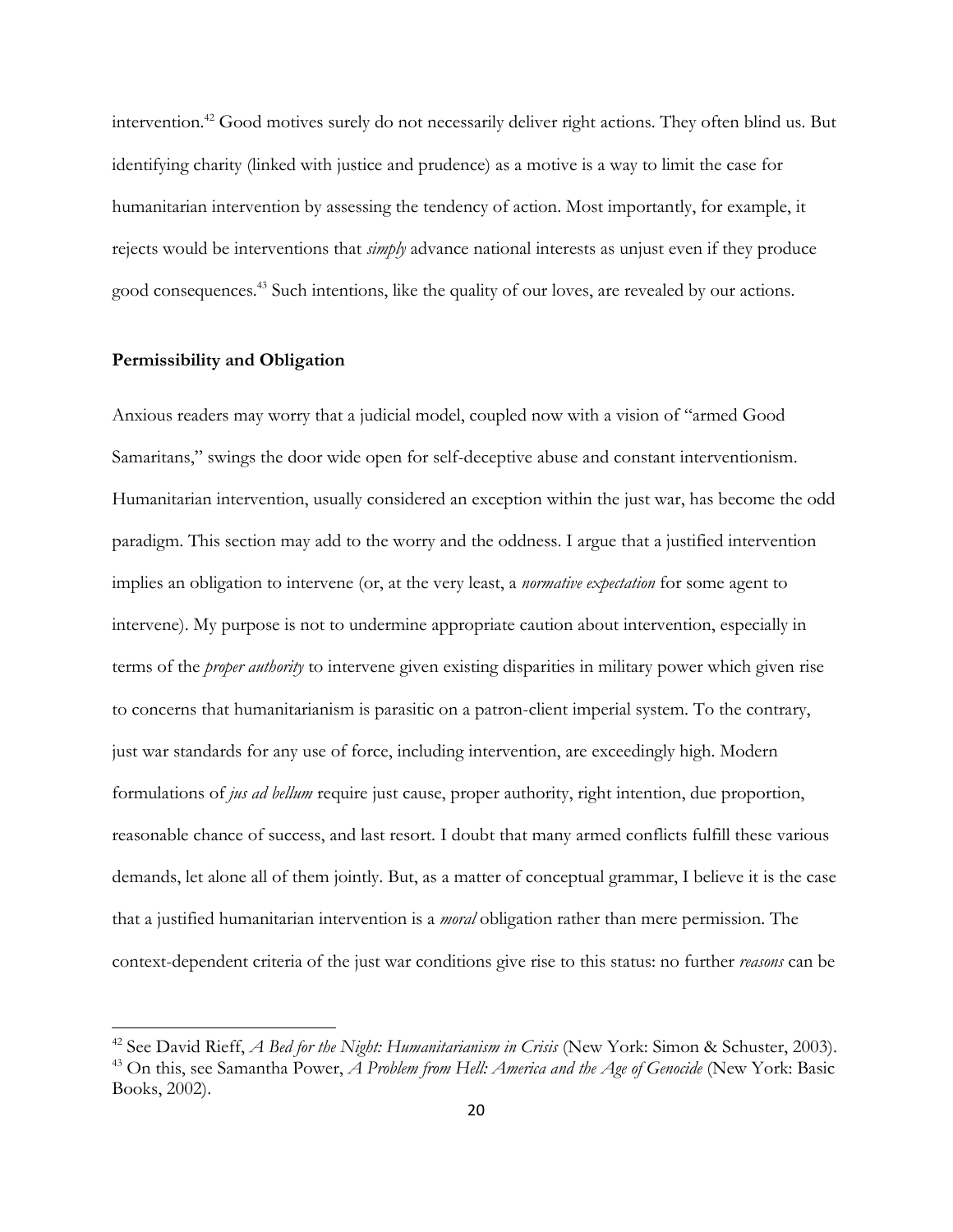intervention.[42] Good motives surely do not necessarily deliver right actions. They often blind us. But identifying charity (linked with justice and prudence) as a motive is a way to limit the case for humanitarian intervention by assessing the tendency of action. Most importantly, for example, it rejects would be interventions that *simply* advance national interests as unjust even if they produce good consequences.[43] Such intentions, like the quality of our loves, are revealed by our actions.

**Permissibility and Obligation**

Anxious readers may worry that a judicial model, coupled now with a vision of "armed Good Samaritans," swings the door wide open for self-deceptive abuse and constant interventionism. Humanitarian intervention, usually considered an exception within the just war, has become the odd paradigm. This section may add to the worry and the oddness. I argue that a justified intervention implies an obligation to intervene (or, at the very least, a *normative expectation* for some agent to intervene). My purpose is not to undermine appropriate caution about intervention, especially in terms of the *proper authority* to intervene given existing disparities in military power which given rise to concerns that humanitarianism is parasitic on a patron-client imperial system. To the contrary, just war standards for any use of force, including intervention, are exceedingly high. Modern formulations of *jus ad bellum* require just cause, proper authority, right intention, due proportion, reasonable chance of success, and last resort. I doubt that many armed conflicts fulfill these various demands, let alone all of them jointly. But, as a matter of conceptual grammar, I believe it is the case that a justified humanitarian intervention is a *moral* obligation rather than mere permission. The context-dependent criteria of the just war conditions give rise to this status: no further *reasons* can be

[42] See David Rieff, *A Bed for the Night: Humanitarianism in Crisis* (New York: Simon & Schuster, 2003).
[43] On this, see Samantha Power, *A Problem from Hell: America and the Age of Genocide* (New York: Basic Books, 2002).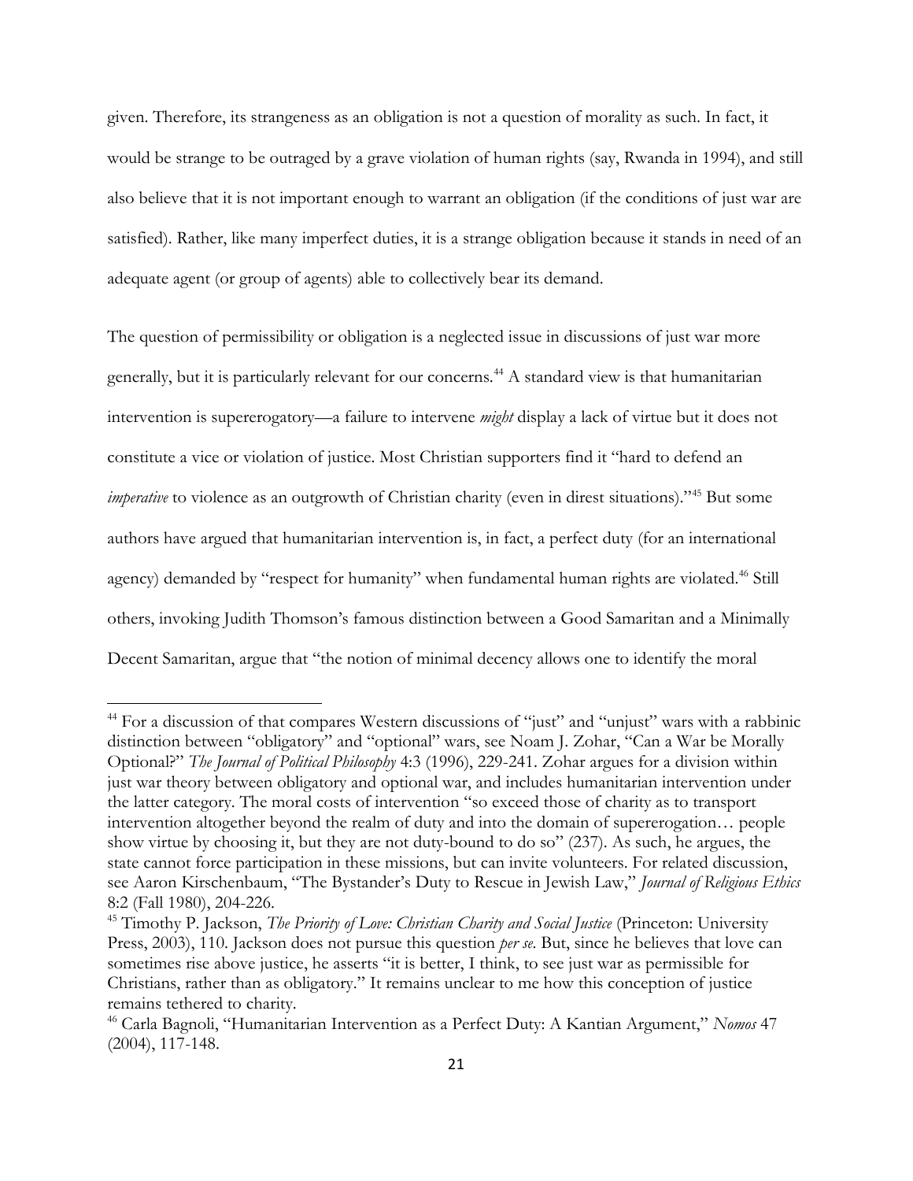given. Therefore, its strangeness as an obligation is not a question of morality as such. In fact, it would be strange to be outraged by a grave violation of human rights (say, Rwanda in 1994), and still also believe that it is not important enough to warrant an obligation (if the conditions of just war are satisfied). Rather, like many imperfect duties, it is a strange obligation because it stands in need of an adequate agent (or group of agents) able to collectively bear its demand.

The question of permissibility or obligation is a neglected issue in discussions of just war more generally, but it is particularly relevant for our concerns.[44] A standard view is that humanitarian intervention is supererogatory—a failure to intervene *might* display a lack of virtue but it does not constitute a vice or violation of justice. Most Christian supporters find it "hard to defend an *imperative* to violence as an outgrowth of Christian charity (even in direst situations)."[45] But some authors have argued that humanitarian intervention is, in fact, a perfect duty (for an international agency) demanded by "respect for humanity" when fundamental human rights are violated.[46] Still others, invoking Judith Thomson's famous distinction between a Good Samaritan and a Minimally Decent Samaritan, argue that "the notion of minimal decency allows one to identify the moral

---

[44] For a discussion of that compares Western discussions of "just" and "unjust" wars with a rabbinic distinction between "obligatory" and "optional" wars, see Noam J. Zohar, "Can a War be Morally Optional?" *The Journal of Political Philosophy* 4:3 (1996), 229-241. Zohar argues for a division within just war theory between obligatory and optional war, and includes humanitarian intervention under the latter category. The moral costs of intervention "so exceed those of charity as to transport intervention altogether beyond the realm of duty and into the domain of supererogation… people show virtue by choosing it, but they are not duty-bound to do so" (237). As such, he argues, the state cannot force participation in these missions, but can invite volunteers. For related discussion, see Aaron Kirschenbaum, "The Bystander's Duty to Rescue in Jewish Law," *Journal of Religious Ethics* 8:2 (Fall 1980), 204-226.

[45] Timothy P. Jackson, *The Priority of Love: Christian Charity and Social Justice* (Princeton: University Press, 2003), 110. Jackson does not pursue this question *per se*. But, since he believes that love can sometimes rise above justice, he asserts "it is better, I think, to see just war as permissible for Christians, rather than as obligatory." It remains unclear to me how this conception of justice remains tethered to charity.

[46] Carla Bagnoli, "Humanitarian Intervention as a Perfect Duty: A Kantian Argument," *Nomos* 47 (2004), 117-148.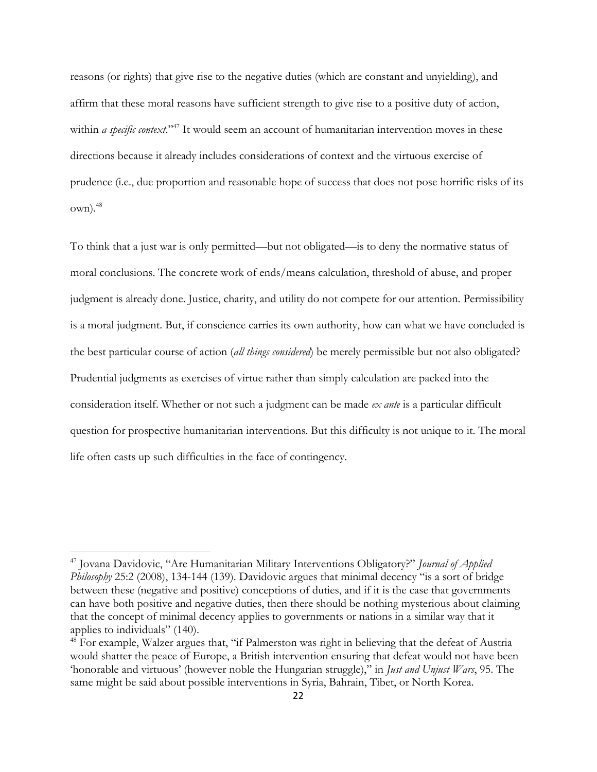reasons (or rights) that give rise to the negative duties (which are constant and unyielding), and affirm that these moral reasons have sufficient strength to give rise to a positive duty of action, within *a specific context*."[47] It would seem an account of humanitarian intervention moves in these directions because it already includes considerations of context and the virtuous exercise of prudence (i.e., due proportion and reasonable hope of success that does not pose horrific risks of its own).[48]

To think that a just war is only permitted—but not obligated—is to deny the normative status of moral conclusions. The concrete work of ends/means calculation, threshold of abuse, and proper judgment is already done. Justice, charity, and utility do not compete for our attention. Permissibility is a moral judgment. But, if conscience carries its own authority, how can what we have concluded is the best particular course of action (*all things considered*) be merely permissible but not also obligated? Prudential judgments as exercises of virtue rather than simply calculation are packed into the consideration itself. Whether or not such a judgment can be made *ex ante* is a particular difficult question for prospective humanitarian interventions. But this difficulty is not unique to it. The moral life often casts up such difficulties in the face of contingency.

---

[47] Jovana Davidovic, "Are Humanitarian Military Interventions Obligatory?" *Journal of Applied Philosophy* 25:2 (2008), 134-144 (139). Davidovic argues that minimal decency "is a sort of bridge between these (negative and positive) conceptions of duties, and if it is the case that governments can have both positive and negative duties, then there should be nothing mysterious about claiming that the concept of minimal decency applies to governments or nations in a similar way that it applies to individuals" (140).

[48] For example, Walzer argues that, "if Palmerston was right in believing that the defeat of Austria would shatter the peace of Europe, a British intervention ensuring that defeat would not have been 'honorable and virtuous' (however noble the Hungarian struggle)," in *Just and Unjust Wars*, 95. The same might be said about possible interventions in Syria, Bahrain, Tibet, or North Korea.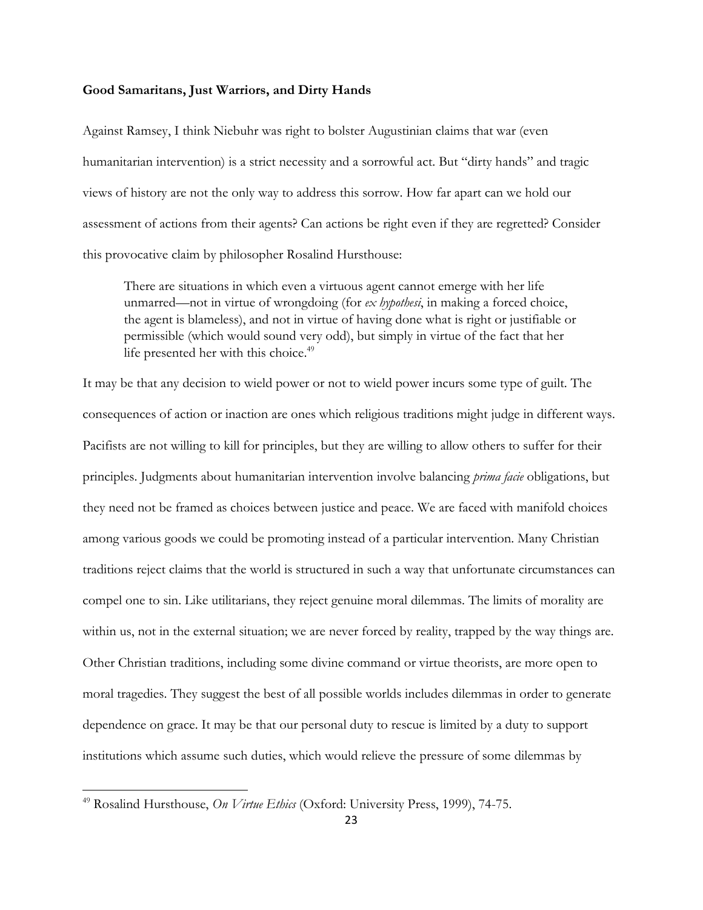**Good Samaritans, Just Warriors, and Dirty Hands**

Against Ramsey, I think Niebuhr was right to bolster Augustinian claims that war (even humanitarian intervention) is a strict necessity and a sorrowful act. But "dirty hands" and tragic views of history are not the only way to address this sorrow. How far apart can we hold our assessment of actions from their agents? Can actions be right even if they are regretted? Consider this provocative claim by philosopher Rosalind Hursthouse:

> There are situations in which even a virtuous agent cannot emerge with her life unmarred—not in virtue of wrongdoing (for *ex hypothesi*, in making a forced choice, the agent is blameless), and not in virtue of having done what is right or justifiable or permissible (which would sound very odd), but simply in virtue of the fact that her life presented her with this choice.[49]

It may be that any decision to wield power or not to wield power incurs some type of guilt. The consequences of action or inaction are ones which religious traditions might judge in different ways. Pacifists are not willing to kill for principles, but they are willing to allow others to suffer for their principles. Judgments about humanitarian intervention involve balancing *prima facie* obligations, but they need not be framed as choices between justice and peace. We are faced with manifold choices among various goods we could be promoting instead of a particular intervention. Many Christian traditions reject claims that the world is structured in such a way that unfortunate circumstances can compel one to sin. Like utilitarians, they reject genuine moral dilemmas. The limits of morality are within us, not in the external situation; we are never forced by reality, trapped by the way things are. Other Christian traditions, including some divine command or virtue theorists, are more open to moral tragedies. They suggest the best of all possible worlds includes dilemmas in order to generate dependence on grace. It may be that our personal duty to rescue is limited by a duty to support institutions which assume such duties, which would relieve the pressure of some dilemmas by

[49] Rosalind Hursthouse, *On Virtue Ethics* (Oxford: University Press, 1999), 74-75.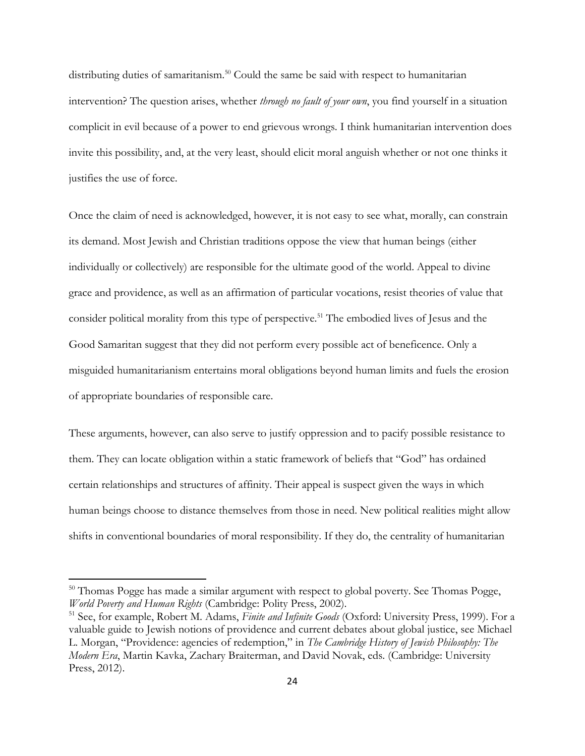distributing duties of samaritanism.[50] Could the same be said with respect to humanitarian intervention? The question arises, whether *through no fault of your own*, you find yourself in a situation complicit in evil because of a power to end grievous wrongs. I think humanitarian intervention does invite this possibility, and, at the very least, should elicit moral anguish whether or not one thinks it justifies the use of force.

Once the claim of need is acknowledged, however, it is not easy to see what, morally, can constrain its demand. Most Jewish and Christian traditions oppose the view that human beings (either individually or collectively) are responsible for the ultimate good of the world. Appeal to divine grace and providence, as well as an affirmation of particular vocations, resist theories of value that consider political morality from this type of perspective.[51] The embodied lives of Jesus and the Good Samaritan suggest that they did not perform every possible act of beneficence. Only a misguided humanitarianism entertains moral obligations beyond human limits and fuels the erosion of appropriate boundaries of responsible care.

These arguments, however, can also serve to justify oppression and to pacify possible resistance to them. They can locate obligation within a static framework of beliefs that "God" has ordained certain relationships and structures of affinity. Their appeal is suspect given the ways in which human beings choose to distance themselves from those in need. New political realities might allow shifts in conventional boundaries of moral responsibility. If they do, the centrality of humanitarian

---

[50] Thomas Pogge has made a similar argument with respect to global poverty. See Thomas Pogge, *World Poverty and Human Rights* (Cambridge: Polity Press, 2002).

[51] See, for example, Robert M. Adams, *Finite and Infinite Goods* (Oxford: University Press, 1999). For a valuable guide to Jewish notions of providence and current debates about global justice, see Michael L. Morgan, "Providence: agencies of redemption," in *The Cambridge History of Jewish Philosophy: The Modern Era*, Martin Kavka, Zachary Braiterman, and David Novak, eds. (Cambridge: University Press, 2012).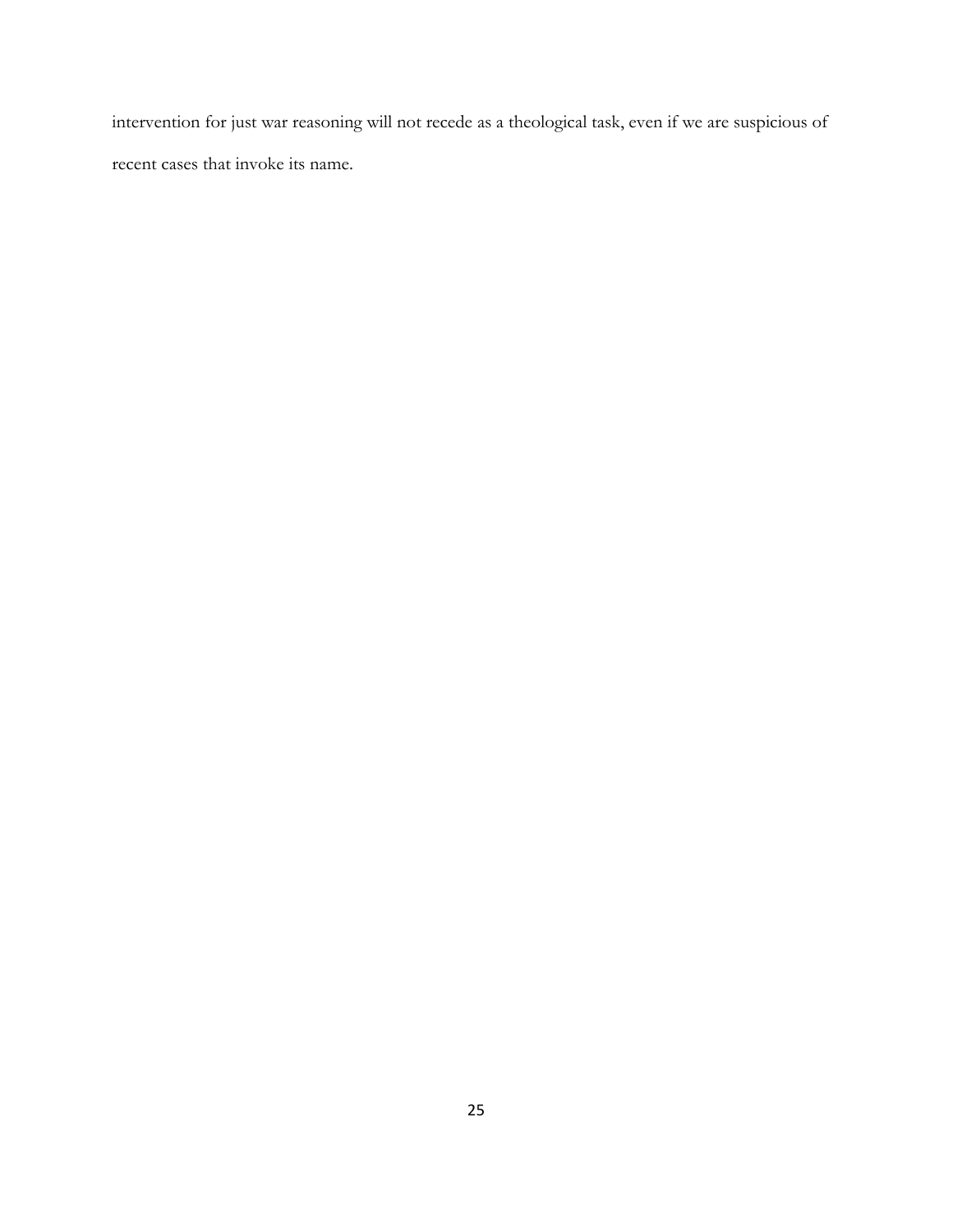intervention for just war reasoning will not recede as a theological task, even if we are suspicious of recent cases that invoke its name.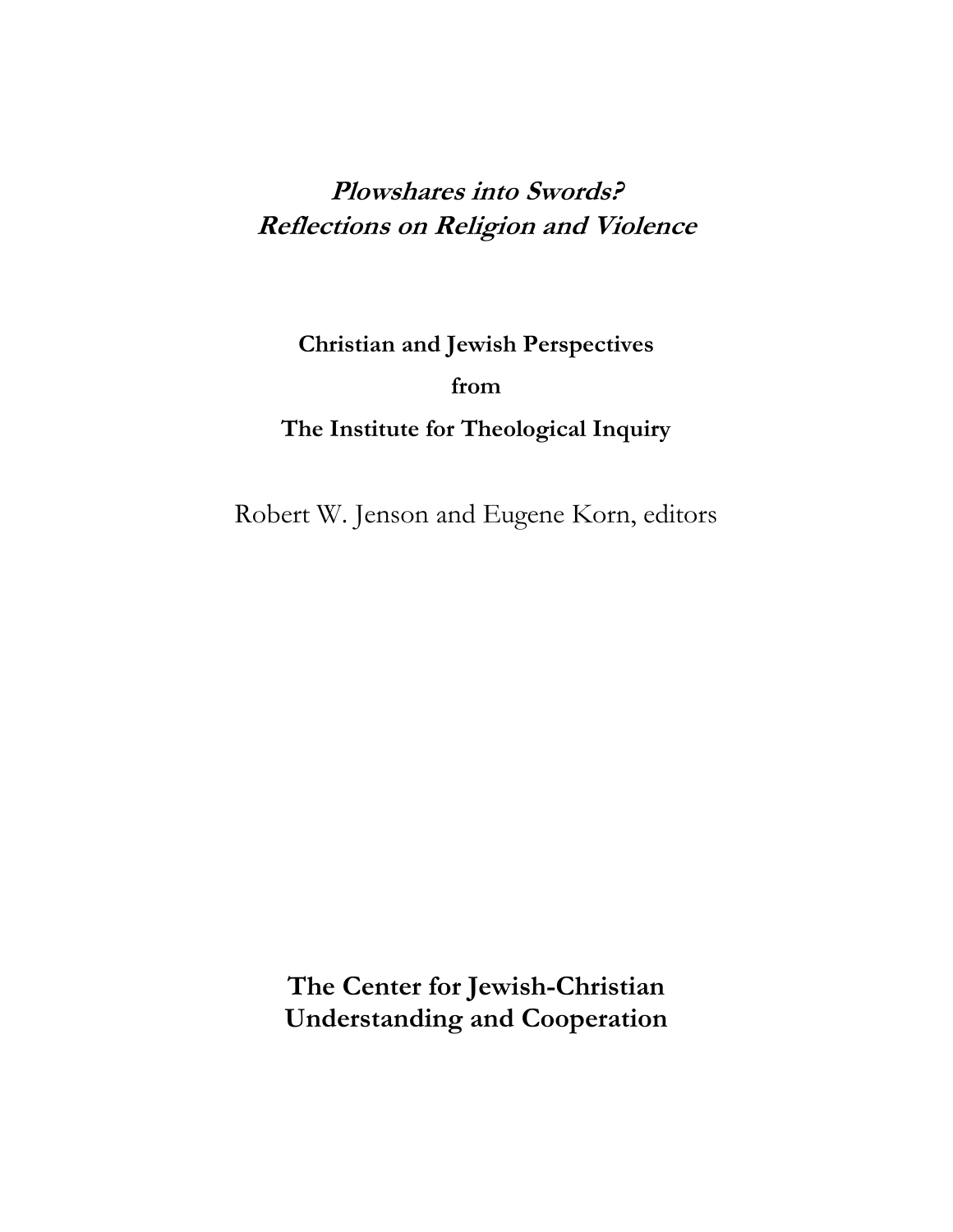# *Plowshares into Swords?*
# *Reflections on Religion and Violence*

**Christian and Jewish Perspectives**

**from**

**The Institute for Theological Inquiry**

Robert W. Jenson and Eugene Korn, editors

**The Center for Jewish-Christian Understanding and Cooperation**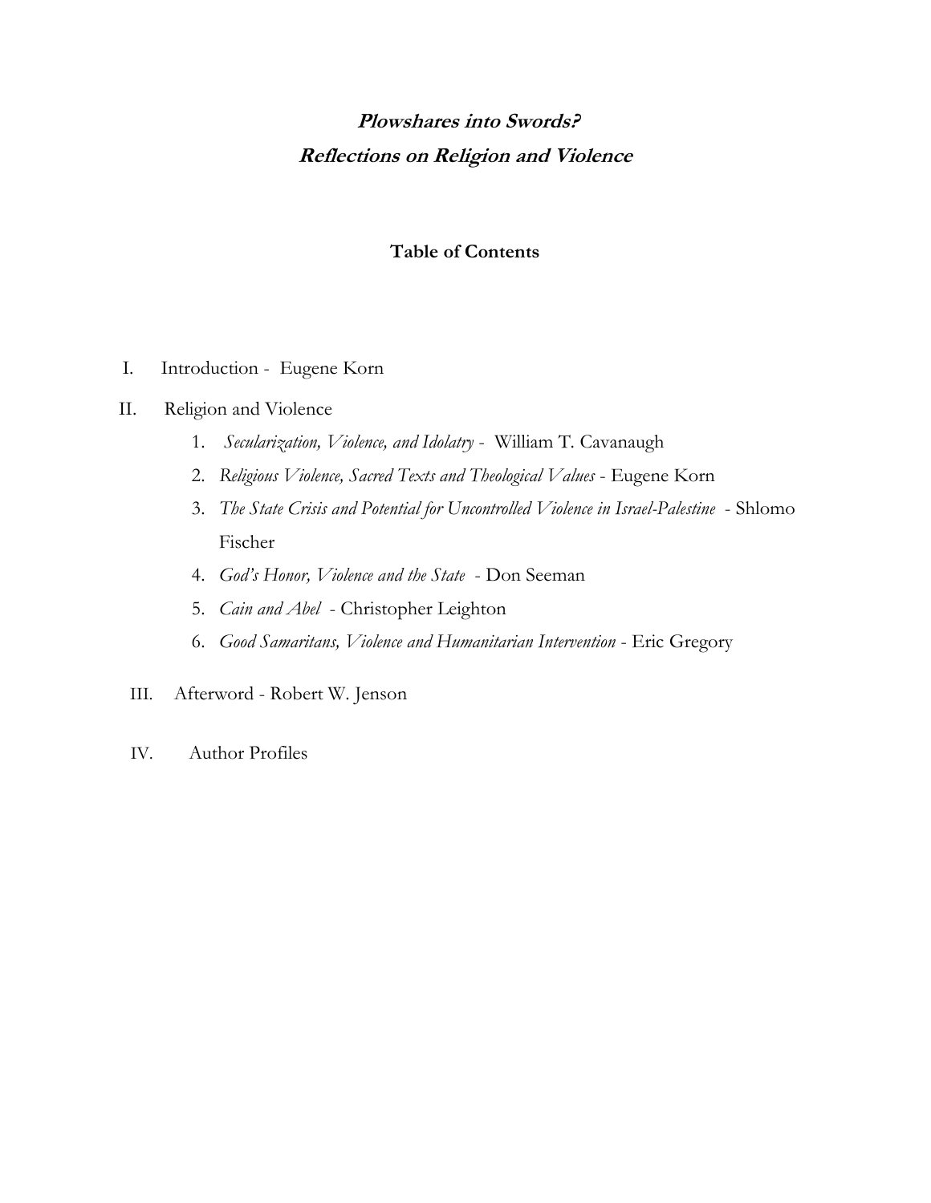# ***Plowshares into Swords?***
# ***Reflections on Religion and Violence***

## Table of Contents

I. Introduction - Eugene Korn

II. Religion and Violence

1. *Secularization, Violence, and Idolatry* - William T. Cavanaugh
2. *Religious Violence, Sacred Texts and Theological Values* - Eugene Korn
3. *The State Crisis and Potential for Uncontrolled Violence in Israel-Palestine* - Shlomo Fischer
4. *God's Honor, Violence and the State* - Don Seeman
5. *Cain and Abel* - Christopher Leighton
6. *Good Samaritans, Violence and Humanitarian Intervention* - Eric Gregory

III. Afterword - Robert W. Jenson

IV. Author Profiles